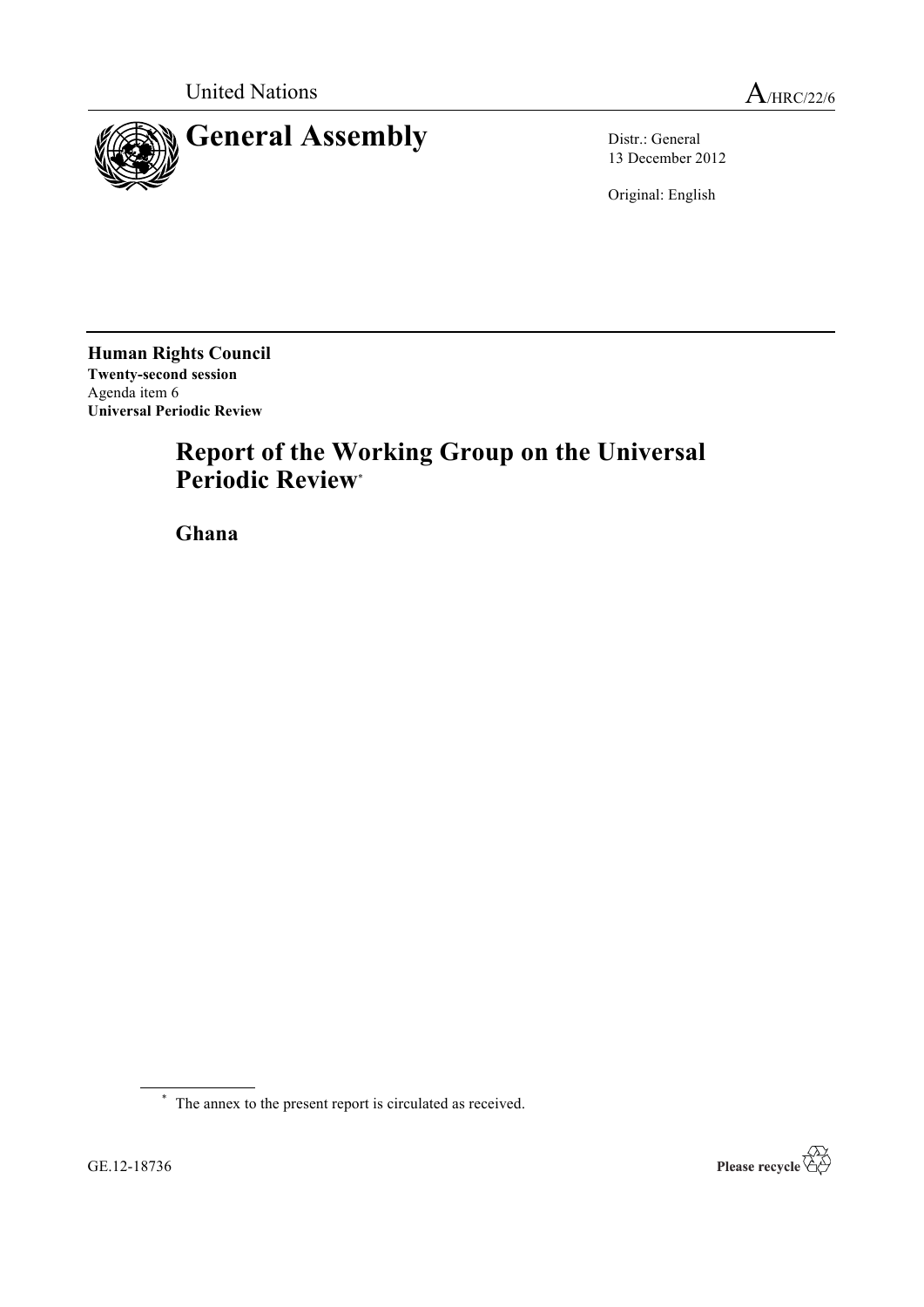United Nations A/HRC/22/6

# General Assembly

Distr.: General
13 December 2012

Original: English

**Human Rights Council**
**Twenty-second session**
Agenda item 6
**Universal Periodic Review**

## Report of the Working Group on the Universal Periodic Review*

## Ghana

\* The annex to the present report is circulated as received.

GE.12-18736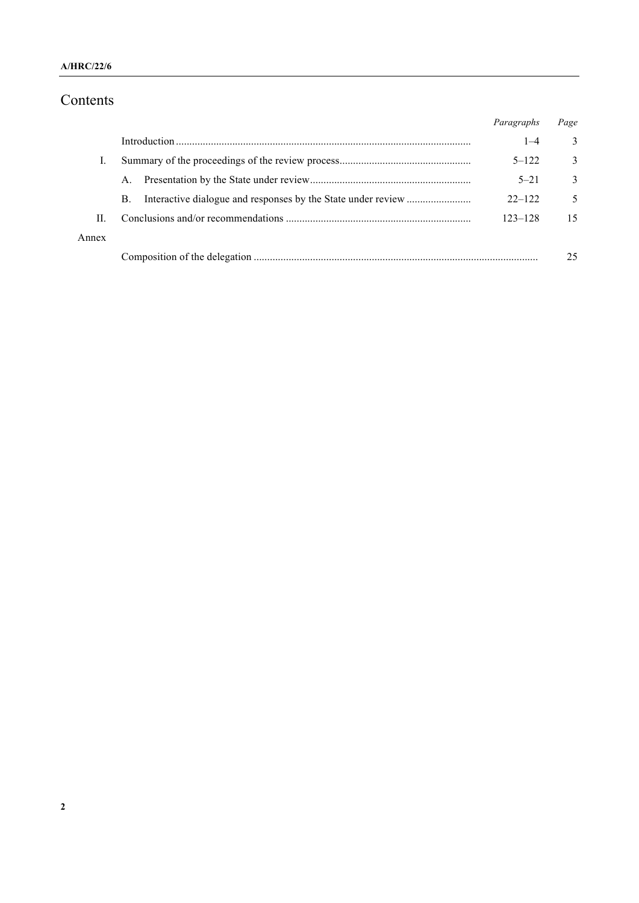# Contents

| | | *Paragraphs* | *Page* |
|---|---|---|---|
| | Introduction | 1–4 | 3 |
| I. | Summary of the proceedings of the review process | 5–122 | 3 |
| | A. Presentation by the State under review | 5–21 | 3 |
| | B. Interactive dialogue and responses by the State under review | 22–122 | 5 |
| II. | Conclusions and/or recommendations | 123–128 | 15 |
| Annex | | | |
| | Composition of the delegation | | 25 |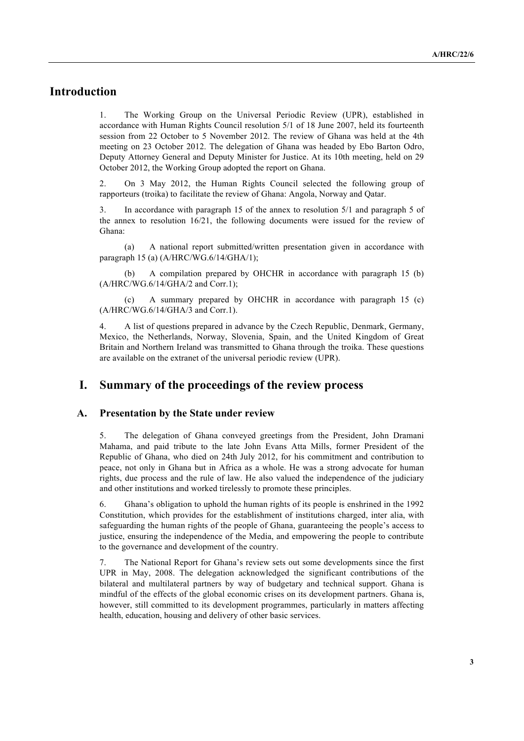## Introduction

1. The Working Group on the Universal Periodic Review (UPR), established in accordance with Human Rights Council resolution 5/1 of 18 June 2007, held its fourteenth session from 22 October to 5 November 2012. The review of Ghana was held at the 4th meeting on 23 October 2012. The delegation of Ghana was headed by Ebo Barton Odro, Deputy Attorney General and Deputy Minister for Justice. At its 10th meeting, held on 29 October 2012, the Working Group adopted the report on Ghana.

2. On 3 May 2012, the Human Rights Council selected the following group of rapporteurs (troika) to facilitate the review of Ghana: Angola, Norway and Qatar.

3. In accordance with paragraph 15 of the annex to resolution 5/1 and paragraph 5 of the annex to resolution 16/21, the following documents were issued for the review of Ghana:

(a) A national report submitted/written presentation given in accordance with paragraph 15 (a) (A/HRC/WG.6/14/GHA/1);

(b) A compilation prepared by OHCHR in accordance with paragraph 15 (b) (A/HRC/WG.6/14/GHA/2 and Corr.1);

(c) A summary prepared by OHCHR in accordance with paragraph 15 (c) (A/HRC/WG.6/14/GHA/3 and Corr.1).

4. A list of questions prepared in advance by the Czech Republic, Denmark, Germany, Mexico, the Netherlands, Norway, Slovenia, Spain, and the United Kingdom of Great Britain and Northern Ireland was transmitted to Ghana through the troika. These questions are available on the extranet of the universal periodic review (UPR).

## I. Summary of the proceedings of the review process

### A. Presentation by the State under review

5. The delegation of Ghana conveyed greetings from the President, John Dramani Mahama, and paid tribute to the late John Evans Atta Mills, former President of the Republic of Ghana, who died on 24th July 2012, for his commitment and contribution to peace, not only in Ghana but in Africa as a whole. He was a strong advocate for human rights, due process and the rule of law. He also valued the independence of the judiciary and other institutions and worked tirelessly to promote these principles.

6. Ghana's obligation to uphold the human rights of its people is enshrined in the 1992 Constitution, which provides for the establishment of institutions charged, inter alia, with safeguarding the human rights of the people of Ghana, guaranteeing the people's access to justice, ensuring the independence of the Media, and empowering the people to contribute to the governance and development of the country.

7. The National Report for Ghana's review sets out some developments since the first UPR in May, 2008. The delegation acknowledged the significant contributions of the bilateral and multilateral partners by way of budgetary and technical support. Ghana is mindful of the effects of the global economic crises on its development partners. Ghana is, however, still committed to its development programmes, particularly in matters affecting health, education, housing and delivery of other basic services.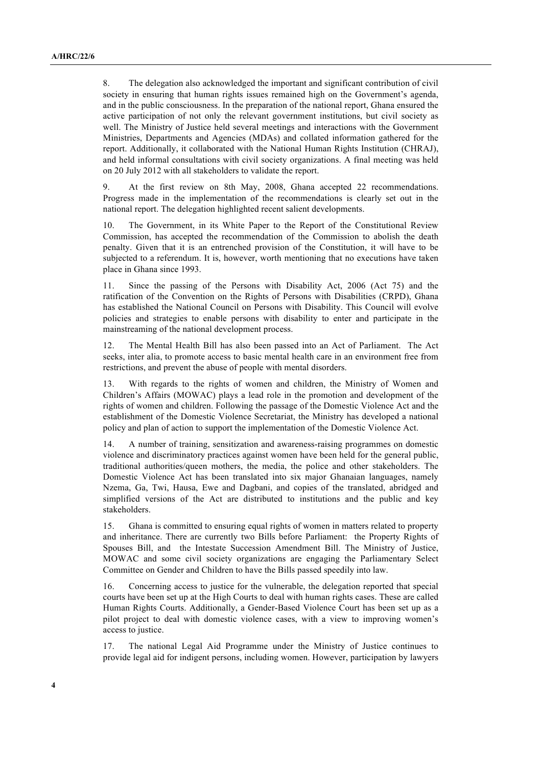8. The delegation also acknowledged the important and significant contribution of civil society in ensuring that human rights issues remained high on the Government's agenda, and in the public consciousness. In the preparation of the national report, Ghana ensured the active participation of not only the relevant government institutions, but civil society as well. The Ministry of Justice held several meetings and interactions with the Government Ministries, Departments and Agencies (MDAs) and collated information gathered for the report. Additionally, it collaborated with the National Human Rights Institution (CHRAJ), and held informal consultations with civil society organizations. A final meeting was held on 20 July 2012 with all stakeholders to validate the report.

9. At the first review on 8th May, 2008, Ghana accepted 22 recommendations. Progress made in the implementation of the recommendations is clearly set out in the national report. The delegation highlighted recent salient developments.

10. The Government, in its White Paper to the Report of the Constitutional Review Commission, has accepted the recommendation of the Commission to abolish the death penalty. Given that it is an entrenched provision of the Constitution, it will have to be subjected to a referendum. It is, however, worth mentioning that no executions have taken place in Ghana since 1993.

11. Since the passing of the Persons with Disability Act, 2006 (Act 75) and the ratification of the Convention on the Rights of Persons with Disabilities (CRPD), Ghana has established the National Council on Persons with Disability. This Council will evolve policies and strategies to enable persons with disability to enter and participate in the mainstreaming of the national development process.

12. The Mental Health Bill has also been passed into an Act of Parliament. The Act seeks, inter alia, to promote access to basic mental health care in an environment free from restrictions, and prevent the abuse of people with mental disorders.

13. With regards to the rights of women and children, the Ministry of Women and Children's Affairs (MOWAC) plays a lead role in the promotion and development of the rights of women and children. Following the passage of the Domestic Violence Act and the establishment of the Domestic Violence Secretariat, the Ministry has developed a national policy and plan of action to support the implementation of the Domestic Violence Act.

14. A number of training, sensitization and awareness-raising programmes on domestic violence and discriminatory practices against women have been held for the general public, traditional authorities/queen mothers, the media, the police and other stakeholders. The Domestic Violence Act has been translated into six major Ghanaian languages, namely Nzema, Ga, Twi, Hausa, Ewe and Dagbani, and copies of the translated, abridged and simplified versions of the Act are distributed to institutions and the public and key stakeholders.

15. Ghana is committed to ensuring equal rights of women in matters related to property and inheritance. There are currently two Bills before Parliament: the Property Rights of Spouses Bill, and the Intestate Succession Amendment Bill. The Ministry of Justice, MOWAC and some civil society organizations are engaging the Parliamentary Select Committee on Gender and Children to have the Bills passed speedily into law.

16. Concerning access to justice for the vulnerable, the delegation reported that special courts have been set up at the High Courts to deal with human rights cases. These are called Human Rights Courts. Additionally, a Gender-Based Violence Court has been set up as a pilot project to deal with domestic violence cases, with a view to improving women's access to justice.

17. The national Legal Aid Programme under the Ministry of Justice continues to provide legal aid for indigent persons, including women. However, participation by lawyers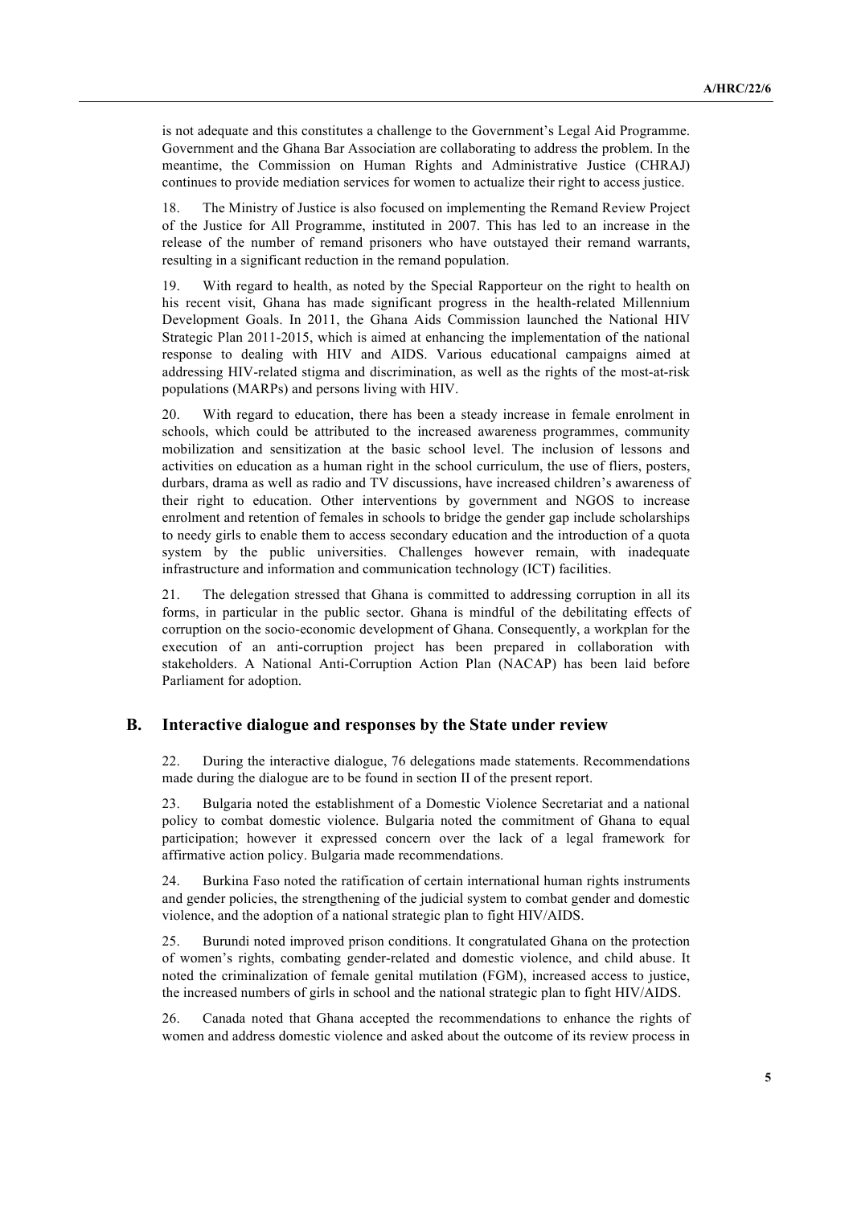is not adequate and this constitutes a challenge to the Government's Legal Aid Programme. Government and the Ghana Bar Association are collaborating to address the problem. In the meantime, the Commission on Human Rights and Administrative Justice (CHRAJ) continues to provide mediation services for women to actualize their right to access justice.

18. The Ministry of Justice is also focused on implementing the Remand Review Project of the Justice for All Programme, instituted in 2007. This has led to an increase in the release of the number of remand prisoners who have outstayed their remand warrants, resulting in a significant reduction in the remand population.

19. With regard to health, as noted by the Special Rapporteur on the right to health on his recent visit, Ghana has made significant progress in the health-related Millennium Development Goals. In 2011, the Ghana Aids Commission launched the National HIV Strategic Plan 2011-2015, which is aimed at enhancing the implementation of the national response to dealing with HIV and AIDS. Various educational campaigns aimed at addressing HIV-related stigma and discrimination, as well as the rights of the most-at-risk populations (MARPs) and persons living with HIV.

20. With regard to education, there has been a steady increase in female enrolment in schools, which could be attributed to the increased awareness programmes, community mobilization and sensitization at the basic school level. The inclusion of lessons and activities on education as a human right in the school curriculum, the use of fliers, posters, durbars, drama as well as radio and TV discussions, have increased children's awareness of their right to education. Other interventions by government and NGOS to increase enrolment and retention of females in schools to bridge the gender gap include scholarships to needy girls to enable them to access secondary education and the introduction of a quota system by the public universities. Challenges however remain, with inadequate infrastructure and information and communication technology (ICT) facilities.

21. The delegation stressed that Ghana is committed to addressing corruption in all its forms, in particular in the public sector. Ghana is mindful of the debilitating effects of corruption on the socio-economic development of Ghana. Consequently, a workplan for the execution of an anti-corruption project has been prepared in collaboration with stakeholders. A National Anti-Corruption Action Plan (NACAP) has been laid before Parliament for adoption.

## B. Interactive dialogue and responses by the State under review

22. During the interactive dialogue, 76 delegations made statements. Recommendations made during the dialogue are to be found in section II of the present report.

23. Bulgaria noted the establishment of a Domestic Violence Secretariat and a national policy to combat domestic violence. Bulgaria noted the commitment of Ghana to equal participation; however it expressed concern over the lack of a legal framework for affirmative action policy. Bulgaria made recommendations.

24. Burkina Faso noted the ratification of certain international human rights instruments and gender policies, the strengthening of the judicial system to combat gender and domestic violence, and the adoption of a national strategic plan to fight HIV/AIDS.

25. Burundi noted improved prison conditions. It congratulated Ghana on the protection of women's rights, combating gender-related and domestic violence, and child abuse. It noted the criminalization of female genital mutilation (FGM), increased access to justice, the increased numbers of girls in school and the national strategic plan to fight HIV/AIDS.

26. Canada noted that Ghana accepted the recommendations to enhance the rights of women and address domestic violence and asked about the outcome of its review process in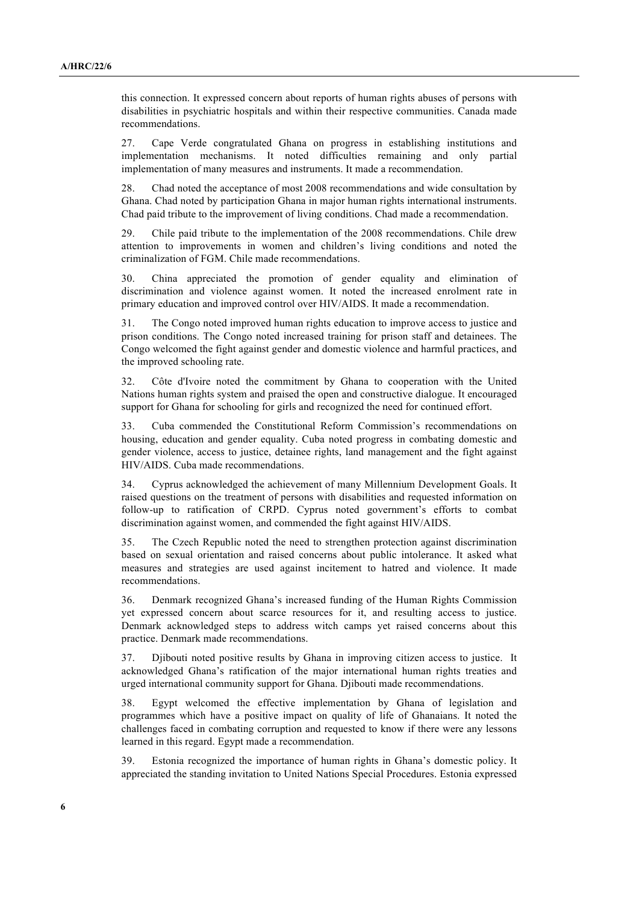this connection. It expressed concern about reports of human rights abuses of persons with disabilities in psychiatric hospitals and within their respective communities. Canada made recommendations.

27. Cape Verde congratulated Ghana on progress in establishing institutions and implementation mechanisms. It noted difficulties remaining and only partial implementation of many measures and instruments. It made a recommendation.

28. Chad noted the acceptance of most 2008 recommendations and wide consultation by Ghana. Chad noted by participation Ghana in major human rights international instruments. Chad paid tribute to the improvement of living conditions. Chad made a recommendation.

29. Chile paid tribute to the implementation of the 2008 recommendations. Chile drew attention to improvements in women and children's living conditions and noted the criminalization of FGM. Chile made recommendations.

30. China appreciated the promotion of gender equality and elimination of discrimination and violence against women. It noted the increased enrolment rate in primary education and improved control over HIV/AIDS. It made a recommendation.

31. The Congo noted improved human rights education to improve access to justice and prison conditions. The Congo noted increased training for prison staff and detainees. The Congo welcomed the fight against gender and domestic violence and harmful practices, and the improved schooling rate.

32. Côte d'Ivoire noted the commitment by Ghana to cooperation with the United Nations human rights system and praised the open and constructive dialogue. It encouraged support for Ghana for schooling for girls and recognized the need for continued effort.

33. Cuba commended the Constitutional Reform Commission's recommendations on housing, education and gender equality. Cuba noted progress in combating domestic and gender violence, access to justice, detainee rights, land management and the fight against HIV/AIDS. Cuba made recommendations.

34. Cyprus acknowledged the achievement of many Millennium Development Goals. It raised questions on the treatment of persons with disabilities and requested information on follow-up to ratification of CRPD. Cyprus noted government's efforts to combat discrimination against women, and commended the fight against HIV/AIDS.

35. The Czech Republic noted the need to strengthen protection against discrimination based on sexual orientation and raised concerns about public intolerance. It asked what measures and strategies are used against incitement to hatred and violence. It made recommendations.

36. Denmark recognized Ghana's increased funding of the Human Rights Commission yet expressed concern about scarce resources for it, and resulting access to justice. Denmark acknowledged steps to address witch camps yet raised concerns about this practice. Denmark made recommendations.

37. Djibouti noted positive results by Ghana in improving citizen access to justice. It acknowledged Ghana's ratification of the major international human rights treaties and urged international community support for Ghana. Djibouti made recommendations.

38. Egypt welcomed the effective implementation by Ghana of legislation and programmes which have a positive impact on quality of life of Ghanaians. It noted the challenges faced in combating corruption and requested to know if there were any lessons learned in this regard. Egypt made a recommendation.

39. Estonia recognized the importance of human rights in Ghana's domestic policy. It appreciated the standing invitation to United Nations Special Procedures. Estonia expressed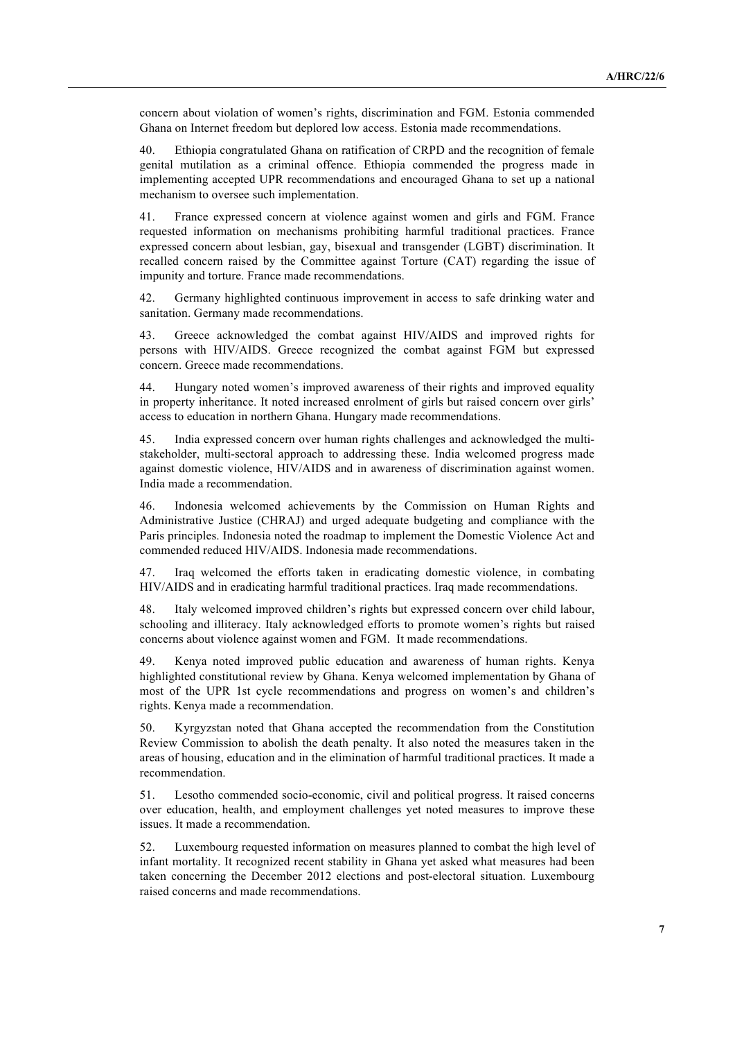concern about violation of women's rights, discrimination and FGM. Estonia commended Ghana on Internet freedom but deplored low access. Estonia made recommendations.

40. Ethiopia congratulated Ghana on ratification of CRPD and the recognition of female genital mutilation as a criminal offence. Ethiopia commended the progress made in implementing accepted UPR recommendations and encouraged Ghana to set up a national mechanism to oversee such implementation.

41. France expressed concern at violence against women and girls and FGM. France requested information on mechanisms prohibiting harmful traditional practices. France expressed concern about lesbian, gay, bisexual and transgender (LGBT) discrimination. It recalled concern raised by the Committee against Torture (CAT) regarding the issue of impunity and torture. France made recommendations.

42. Germany highlighted continuous improvement in access to safe drinking water and sanitation. Germany made recommendations.

43. Greece acknowledged the combat against HIV/AIDS and improved rights for persons with HIV/AIDS. Greece recognized the combat against FGM but expressed concern. Greece made recommendations.

44. Hungary noted women's improved awareness of their rights and improved equality in property inheritance. It noted increased enrolment of girls but raised concern over girls' access to education in northern Ghana. Hungary made recommendations.

45. India expressed concern over human rights challenges and acknowledged the multi-stakeholder, multi-sectoral approach to addressing these. India welcomed progress made against domestic violence, HIV/AIDS and in awareness of discrimination against women. India made a recommendation.

46. Indonesia welcomed achievements by the Commission on Human Rights and Administrative Justice (CHRAJ) and urged adequate budgeting and compliance with the Paris principles. Indonesia noted the roadmap to implement the Domestic Violence Act and commended reduced HIV/AIDS. Indonesia made recommendations.

47. Iraq welcomed the efforts taken in eradicating domestic violence, in combating HIV/AIDS and in eradicating harmful traditional practices. Iraq made recommendations.

48. Italy welcomed improved children's rights but expressed concern over child labour, schooling and illiteracy. Italy acknowledged efforts to promote women's rights but raised concerns about violence against women and FGM. It made recommendations.

49. Kenya noted improved public education and awareness of human rights. Kenya highlighted constitutional review by Ghana. Kenya welcomed implementation by Ghana of most of the UPR 1st cycle recommendations and progress on women's and children's rights. Kenya made a recommendation.

50. Kyrgyzstan noted that Ghana accepted the recommendation from the Constitution Review Commission to abolish the death penalty. It also noted the measures taken in the areas of housing, education and in the elimination of harmful traditional practices. It made a recommendation.

51. Lesotho commended socio-economic, civil and political progress. It raised concerns over education, health, and employment challenges yet noted measures to improve these issues. It made a recommendation.

52. Luxembourg requested information on measures planned to combat the high level of infant mortality. It recognized recent stability in Ghana yet asked what measures had been taken concerning the December 2012 elections and post-electoral situation. Luxembourg raised concerns and made recommendations.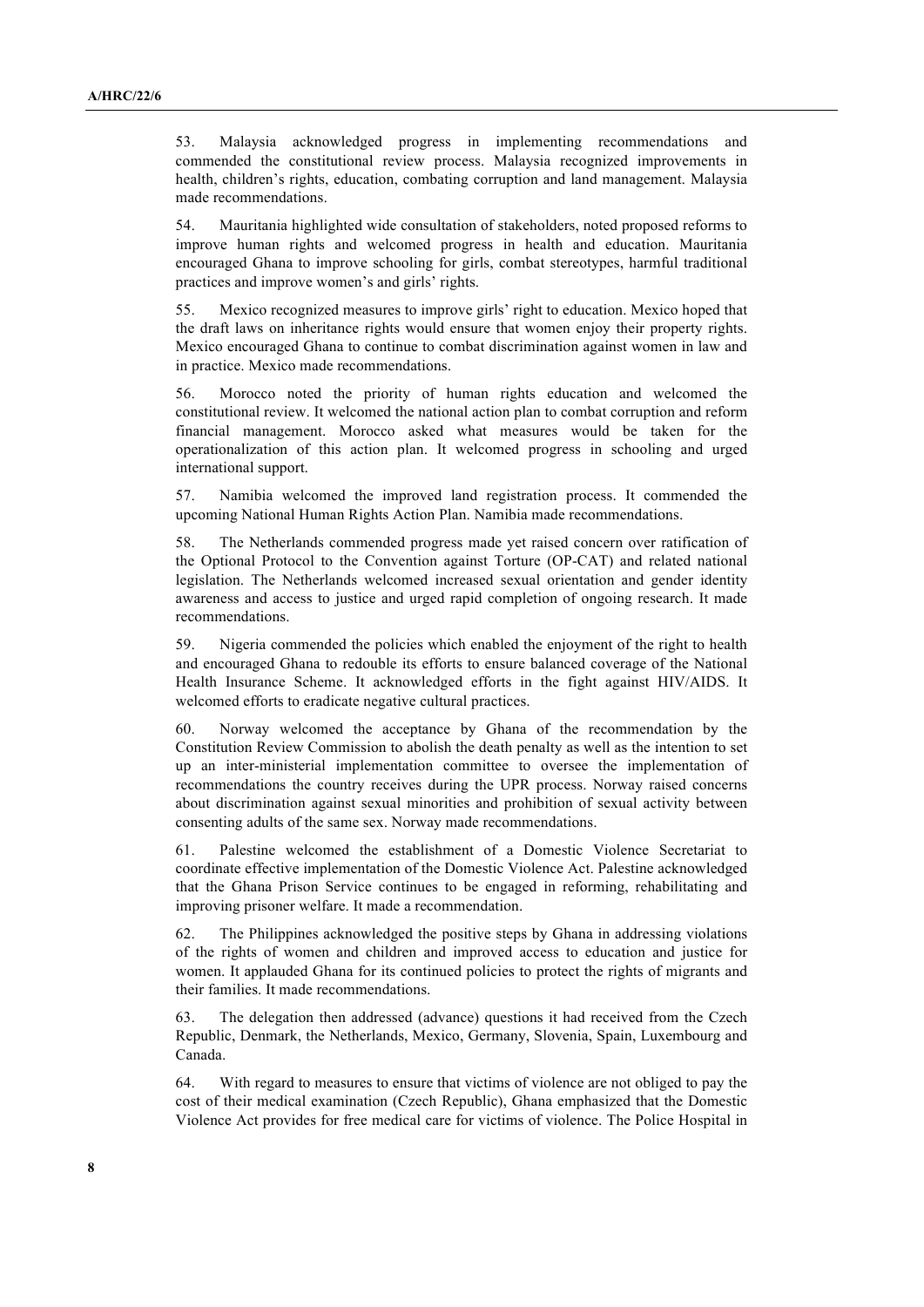53. Malaysia acknowledged progress in implementing recommendations and commended the constitutional review process. Malaysia recognized improvements in health, children's rights, education, combating corruption and land management. Malaysia made recommendations.

54. Mauritania highlighted wide consultation of stakeholders, noted proposed reforms to improve human rights and welcomed progress in health and education. Mauritania encouraged Ghana to improve schooling for girls, combat stereotypes, harmful traditional practices and improve women's and girls' rights.

55. Mexico recognized measures to improve girls' right to education. Mexico hoped that the draft laws on inheritance rights would ensure that women enjoy their property rights. Mexico encouraged Ghana to continue to combat discrimination against women in law and in practice. Mexico made recommendations.

56. Morocco noted the priority of human rights education and welcomed the constitutional review. It welcomed the national action plan to combat corruption and reform financial management. Morocco asked what measures would be taken for the operationalization of this action plan. It welcomed progress in schooling and urged international support.

57. Namibia welcomed the improved land registration process. It commended the upcoming National Human Rights Action Plan. Namibia made recommendations.

58. The Netherlands commended progress made yet raised concern over ratification of the Optional Protocol to the Convention against Torture (OP-CAT) and related national legislation. The Netherlands welcomed increased sexual orientation and gender identity awareness and access to justice and urged rapid completion of ongoing research. It made recommendations.

59. Nigeria commended the policies which enabled the enjoyment of the right to health and encouraged Ghana to redouble its efforts to ensure balanced coverage of the National Health Insurance Scheme. It acknowledged efforts in the fight against HIV/AIDS. It welcomed efforts to eradicate negative cultural practices.

60. Norway welcomed the acceptance by Ghana of the recommendation by the Constitution Review Commission to abolish the death penalty as well as the intention to set up an inter-ministerial implementation committee to oversee the implementation of recommendations the country receives during the UPR process. Norway raised concerns about discrimination against sexual minorities and prohibition of sexual activity between consenting adults of the same sex. Norway made recommendations.

61. Palestine welcomed the establishment of a Domestic Violence Secretariat to coordinate effective implementation of the Domestic Violence Act. Palestine acknowledged that the Ghana Prison Service continues to be engaged in reforming, rehabilitating and improving prisoner welfare. It made a recommendation.

62. The Philippines acknowledged the positive steps by Ghana in addressing violations of the rights of women and children and improved access to education and justice for women. It applauded Ghana for its continued policies to protect the rights of migrants and their families. It made recommendations.

63. The delegation then addressed (advance) questions it had received from the Czech Republic, Denmark, the Netherlands, Mexico, Germany, Slovenia, Spain, Luxembourg and Canada.

64. With regard to measures to ensure that victims of violence are not obliged to pay the cost of their medical examination (Czech Republic), Ghana emphasized that the Domestic Violence Act provides for free medical care for victims of violence. The Police Hospital in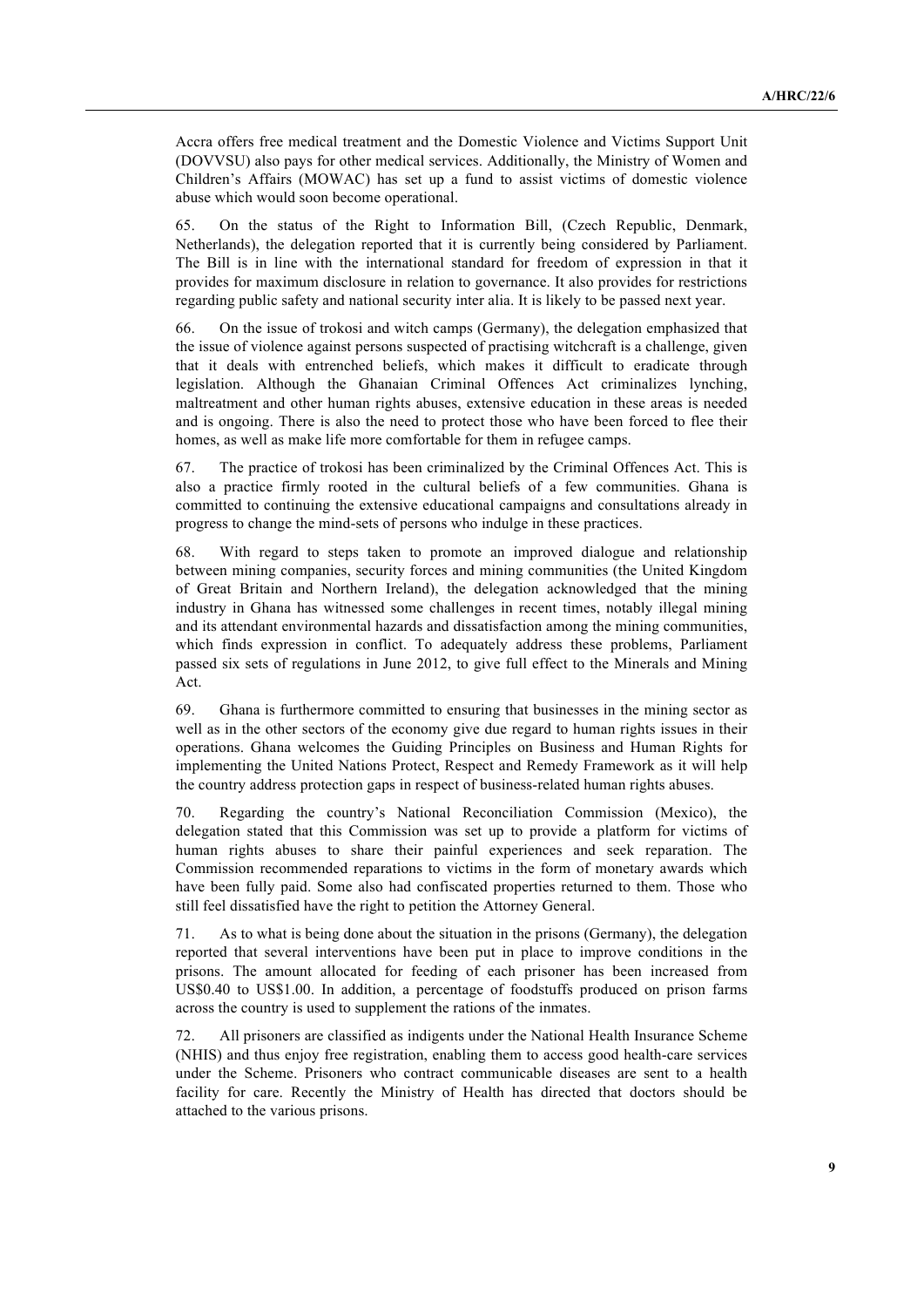Accra offers free medical treatment and the Domestic Violence and Victims Support Unit (DOVVSU) also pays for other medical services. Additionally, the Ministry of Women and Children's Affairs (MOWAC) has set up a fund to assist victims of domestic violence abuse which would soon become operational.

65. On the status of the Right to Information Bill, (Czech Republic, Denmark, Netherlands), the delegation reported that it is currently being considered by Parliament. The Bill is in line with the international standard for freedom of expression in that it provides for maximum disclosure in relation to governance. It also provides for restrictions regarding public safety and national security inter alia. It is likely to be passed next year.

66. On the issue of trokosi and witch camps (Germany), the delegation emphasized that the issue of violence against persons suspected of practising witchcraft is a challenge, given that it deals with entrenched beliefs, which makes it difficult to eradicate through legislation. Although the Ghanaian Criminal Offences Act criminalizes lynching, maltreatment and other human rights abuses, extensive education in these areas is needed and is ongoing. There is also the need to protect those who have been forced to flee their homes, as well as make life more comfortable for them in refugee camps.

67. The practice of trokosi has been criminalized by the Criminal Offences Act. This is also a practice firmly rooted in the cultural beliefs of a few communities. Ghana is committed to continuing the extensive educational campaigns and consultations already in progress to change the mind-sets of persons who indulge in these practices.

68. With regard to steps taken to promote an improved dialogue and relationship between mining companies, security forces and mining communities (the United Kingdom of Great Britain and Northern Ireland), the delegation acknowledged that the mining industry in Ghana has witnessed some challenges in recent times, notably illegal mining and its attendant environmental hazards and dissatisfaction among the mining communities, which finds expression in conflict. To adequately address these problems, Parliament passed six sets of regulations in June 2012, to give full effect to the Minerals and Mining Act.

69. Ghana is furthermore committed to ensuring that businesses in the mining sector as well as in the other sectors of the economy give due regard to human rights issues in their operations. Ghana welcomes the Guiding Principles on Business and Human Rights for implementing the United Nations Protect, Respect and Remedy Framework as it will help the country address protection gaps in respect of business-related human rights abuses.

70. Regarding the country's National Reconciliation Commission (Mexico), the delegation stated that this Commission was set up to provide a platform for victims of human rights abuses to share their painful experiences and seek reparation. The Commission recommended reparations to victims in the form of monetary awards which have been fully paid. Some also had confiscated properties returned to them. Those who still feel dissatisfied have the right to petition the Attorney General.

71. As to what is being done about the situation in the prisons (Germany), the delegation reported that several interventions have been put in place to improve conditions in the prisons. The amount allocated for feeding of each prisoner has been increased from US$0.40 to US$1.00. In addition, a percentage of foodstuffs produced on prison farms across the country is used to supplement the rations of the inmates.

72. All prisoners are classified as indigents under the National Health Insurance Scheme (NHIS) and thus enjoy free registration, enabling them to access good health-care services under the Scheme. Prisoners who contract communicable diseases are sent to a health facility for care. Recently the Ministry of Health has directed that doctors should be attached to the various prisons.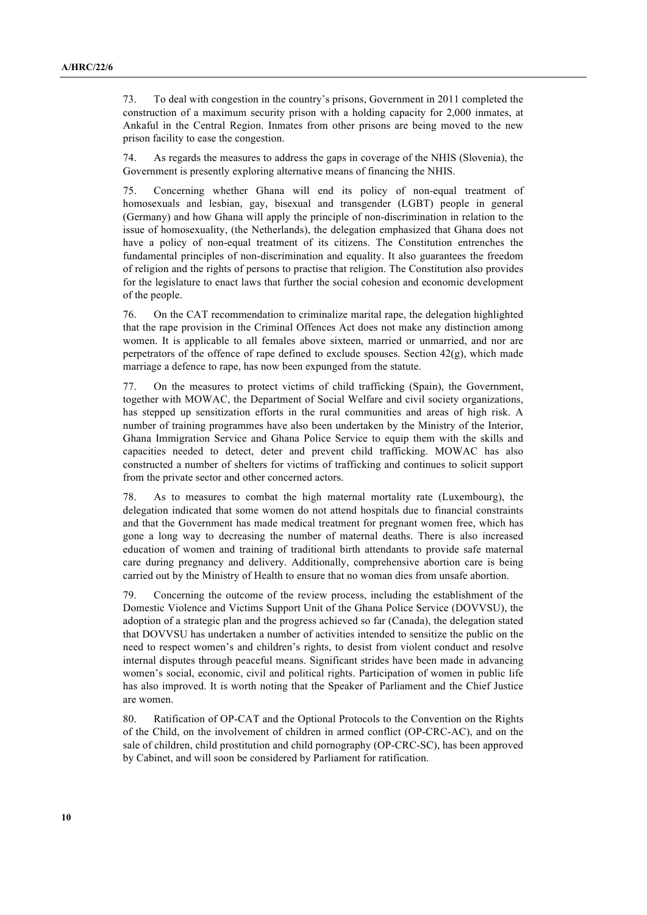73. To deal with congestion in the country's prisons, Government in 2011 completed the construction of a maximum security prison with a holding capacity for 2,000 inmates, at Ankaful in the Central Region. Inmates from other prisons are being moved to the new prison facility to ease the congestion.

74. As regards the measures to address the gaps in coverage of the NHIS (Slovenia), the Government is presently exploring alternative means of financing the NHIS.

75. Concerning whether Ghana will end its policy of non-equal treatment of homosexuals and lesbian, gay, bisexual and transgender (LGBT) people in general (Germany) and how Ghana will apply the principle of non-discrimination in relation to the issue of homosexuality, (the Netherlands), the delegation emphasized that Ghana does not have a policy of non-equal treatment of its citizens. The Constitution entrenches the fundamental principles of non-discrimination and equality. It also guarantees the freedom of religion and the rights of persons to practise that religion. The Constitution also provides for the legislature to enact laws that further the social cohesion and economic development of the people.

76. On the CAT recommendation to criminalize marital rape, the delegation highlighted that the rape provision in the Criminal Offences Act does not make any distinction among women. It is applicable to all females above sixteen, married or unmarried, and nor are perpetrators of the offence of rape defined to exclude spouses. Section 42(g), which made marriage a defence to rape, has now been expunged from the statute.

77. On the measures to protect victims of child trafficking (Spain), the Government, together with MOWAC, the Department of Social Welfare and civil society organizations, has stepped up sensitization efforts in the rural communities and areas of high risk. A number of training programmes have also been undertaken by the Ministry of the Interior, Ghana Immigration Service and Ghana Police Service to equip them with the skills and capacities needed to detect, deter and prevent child trafficking. MOWAC has also constructed a number of shelters for victims of trafficking and continues to solicit support from the private sector and other concerned actors.

78. As to measures to combat the high maternal mortality rate (Luxembourg), the delegation indicated that some women do not attend hospitals due to financial constraints and that the Government has made medical treatment for pregnant women free, which has gone a long way to decreasing the number of maternal deaths. There is also increased education of women and training of traditional birth attendants to provide safe maternal care during pregnancy and delivery. Additionally, comprehensive abortion care is being carried out by the Ministry of Health to ensure that no woman dies from unsafe abortion.

79. Concerning the outcome of the review process, including the establishment of the Domestic Violence and Victims Support Unit of the Ghana Police Service (DOVVSU), the adoption of a strategic plan and the progress achieved so far (Canada), the delegation stated that DOVVSU has undertaken a number of activities intended to sensitize the public on the need to respect women's and children's rights, to desist from violent conduct and resolve internal disputes through peaceful means. Significant strides have been made in advancing women's social, economic, civil and political rights. Participation of women in public life has also improved. It is worth noting that the Speaker of Parliament and the Chief Justice are women.

80. Ratification of OP-CAT and the Optional Protocols to the Convention on the Rights of the Child, on the involvement of children in armed conflict (OP-CRC-AC), and on the sale of children, child prostitution and child pornography (OP-CRC-SC), has been approved by Cabinet, and will soon be considered by Parliament for ratification.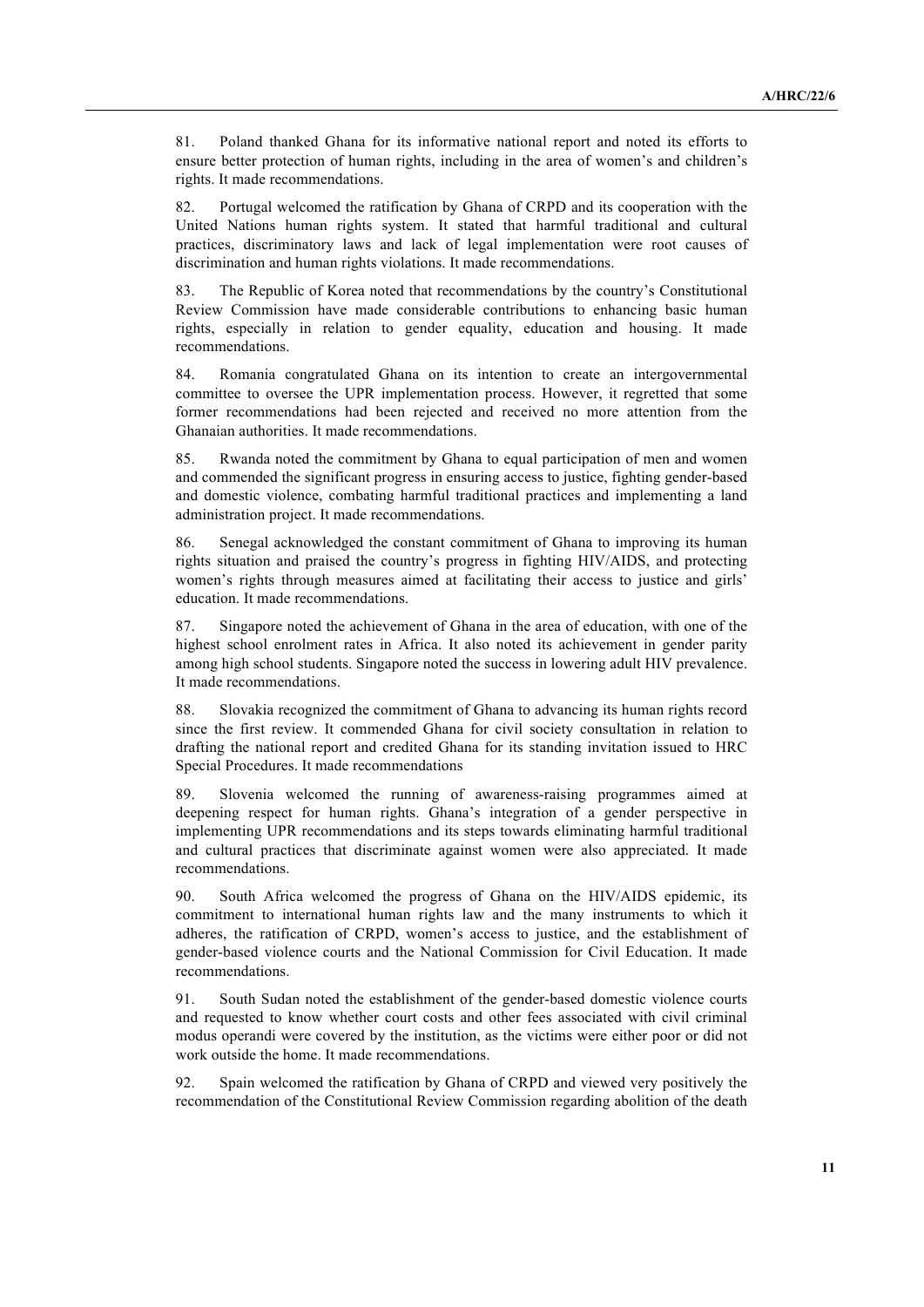81. Poland thanked Ghana for its informative national report and noted its efforts to ensure better protection of human rights, including in the area of women's and children's rights. It made recommendations.

82. Portugal welcomed the ratification by Ghana of CRPD and its cooperation with the United Nations human rights system. It stated that harmful traditional and cultural practices, discriminatory laws and lack of legal implementation were root causes of discrimination and human rights violations. It made recommendations.

83. The Republic of Korea noted that recommendations by the country's Constitutional Review Commission have made considerable contributions to enhancing basic human rights, especially in relation to gender equality, education and housing. It made recommendations.

84. Romania congratulated Ghana on its intention to create an intergovernmental committee to oversee the UPR implementation process. However, it regretted that some former recommendations had been rejected and received no more attention from the Ghanaian authorities. It made recommendations.

85. Rwanda noted the commitment by Ghana to equal participation of men and women and commended the significant progress in ensuring access to justice, fighting gender-based and domestic violence, combating harmful traditional practices and implementing a land administration project. It made recommendations.

86. Senegal acknowledged the constant commitment of Ghana to improving its human rights situation and praised the country's progress in fighting HIV/AIDS, and protecting women's rights through measures aimed at facilitating their access to justice and girls' education. It made recommendations.

87. Singapore noted the achievement of Ghana in the area of education, with one of the highest school enrolment rates in Africa. It also noted its achievement in gender parity among high school students. Singapore noted the success in lowering adult HIV prevalence. It made recommendations.

88. Slovakia recognized the commitment of Ghana to advancing its human rights record since the first review. It commended Ghana for civil society consultation in relation to drafting the national report and credited Ghana for its standing invitation issued to HRC Special Procedures. It made recommendations

89. Slovenia welcomed the running of awareness-raising programmes aimed at deepening respect for human rights. Ghana's integration of a gender perspective in implementing UPR recommendations and its steps towards eliminating harmful traditional and cultural practices that discriminate against women were also appreciated. It made recommendations.

90. South Africa welcomed the progress of Ghana on the HIV/AIDS epidemic, its commitment to international human rights law and the many instruments to which it adheres, the ratification of CRPD, women's access to justice, and the establishment of gender-based violence courts and the National Commission for Civil Education. It made recommendations.

91. South Sudan noted the establishment of the gender-based domestic violence courts and requested to know whether court costs and other fees associated with civil criminal modus operandi were covered by the institution, as the victims were either poor or did not work outside the home. It made recommendations.

92. Spain welcomed the ratification by Ghana of CRPD and viewed very positively the recommendation of the Constitutional Review Commission regarding abolition of the death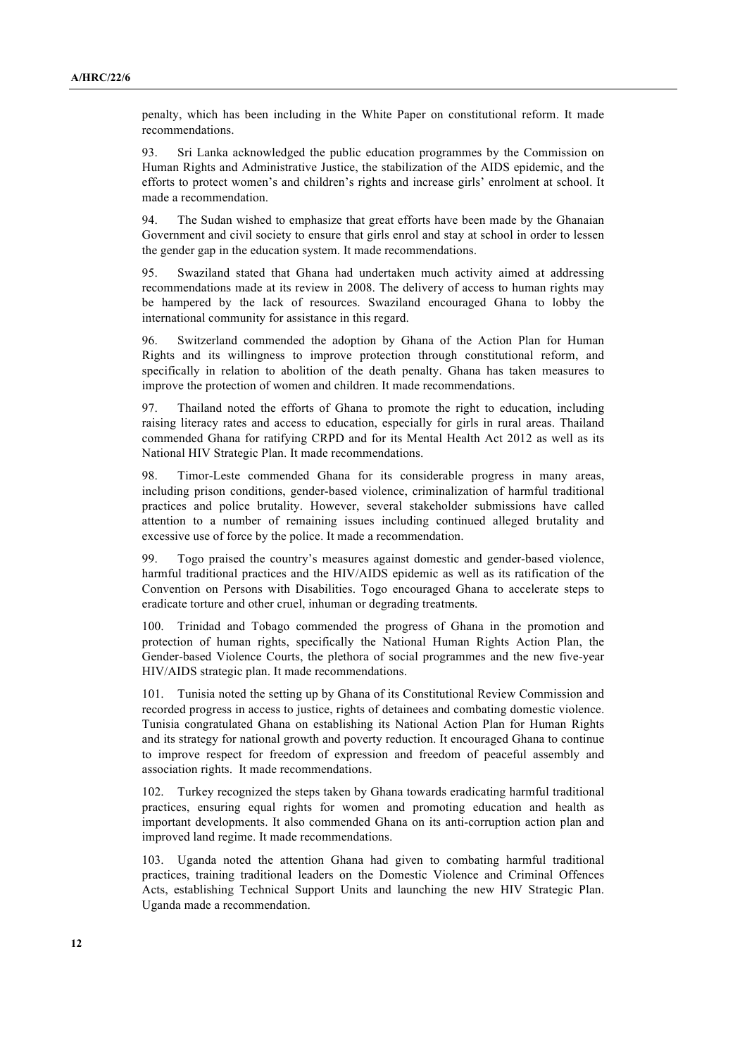penalty, which has been including in the White Paper on constitutional reform. It made recommendations.

93. Sri Lanka acknowledged the public education programmes by the Commission on Human Rights and Administrative Justice, the stabilization of the AIDS epidemic, and the efforts to protect women's and children's rights and increase girls' enrolment at school. It made a recommendation.

94. The Sudan wished to emphasize that great efforts have been made by the Ghanaian Government and civil society to ensure that girls enrol and stay at school in order to lessen the gender gap in the education system. It made recommendations.

95. Swaziland stated that Ghana had undertaken much activity aimed at addressing recommendations made at its review in 2008. The delivery of access to human rights may be hampered by the lack of resources. Swaziland encouraged Ghana to lobby the international community for assistance in this regard.

96. Switzerland commended the adoption by Ghana of the Action Plan for Human Rights and its willingness to improve protection through constitutional reform, and specifically in relation to abolition of the death penalty. Ghana has taken measures to improve the protection of women and children. It made recommendations.

97. Thailand noted the efforts of Ghana to promote the right to education, including raising literacy rates and access to education, especially for girls in rural areas. Thailand commended Ghana for ratifying CRPD and for its Mental Health Act 2012 as well as its National HIV Strategic Plan. It made recommendations.

98. Timor-Leste commended Ghana for its considerable progress in many areas, including prison conditions, gender-based violence, criminalization of harmful traditional practices and police brutality. However, several stakeholder submissions have called attention to a number of remaining issues including continued alleged brutality and excessive use of force by the police. It made a recommendation.

99. Togo praised the country's measures against domestic and gender-based violence, harmful traditional practices and the HIV/AIDS epidemic as well as its ratification of the Convention on Persons with Disabilities. Togo encouraged Ghana to accelerate steps to eradicate torture and other cruel, inhuman or degrading treatments.

100. Trinidad and Tobago commended the progress of Ghana in the promotion and protection of human rights, specifically the National Human Rights Action Plan, the Gender-based Violence Courts, the plethora of social programmes and the new five-year HIV/AIDS strategic plan. It made recommendations.

101. Tunisia noted the setting up by Ghana of its Constitutional Review Commission and recorded progress in access to justice, rights of detainees and combating domestic violence. Tunisia congratulated Ghana on establishing its National Action Plan for Human Rights and its strategy for national growth and poverty reduction. It encouraged Ghana to continue to improve respect for freedom of expression and freedom of peaceful assembly and association rights. It made recommendations.

102. Turkey recognized the steps taken by Ghana towards eradicating harmful traditional practices, ensuring equal rights for women and promoting education and health as important developments. It also commended Ghana on its anti-corruption action plan and improved land regime. It made recommendations.

103. Uganda noted the attention Ghana had given to combating harmful traditional practices, training traditional leaders on the Domestic Violence and Criminal Offences Acts, establishing Technical Support Units and launching the new HIV Strategic Plan. Uganda made a recommendation.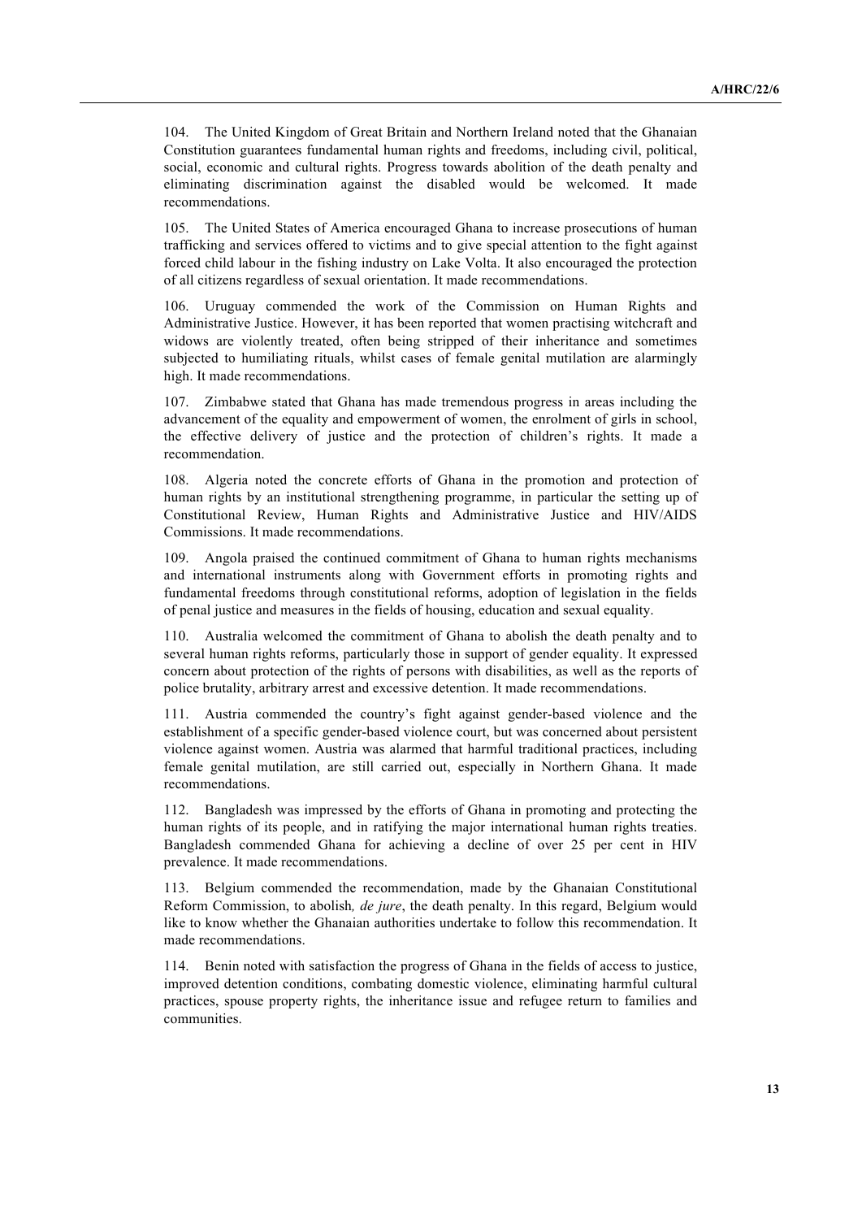104. The United Kingdom of Great Britain and Northern Ireland noted that the Ghanaian Constitution guarantees fundamental human rights and freedoms, including civil, political, social, economic and cultural rights. Progress towards abolition of the death penalty and eliminating discrimination against the disabled would be welcomed. It made recommendations.

105. The United States of America encouraged Ghana to increase prosecutions of human trafficking and services offered to victims and to give special attention to the fight against forced child labour in the fishing industry on Lake Volta. It also encouraged the protection of all citizens regardless of sexual orientation. It made recommendations.

106. Uruguay commended the work of the Commission on Human Rights and Administrative Justice. However, it has been reported that women practising witchcraft and widows are violently treated, often being stripped of their inheritance and sometimes subjected to humiliating rituals, whilst cases of female genital mutilation are alarmingly high. It made recommendations.

107. Zimbabwe stated that Ghana has made tremendous progress in areas including the advancement of the equality and empowerment of women, the enrolment of girls in school, the effective delivery of justice and the protection of children's rights. It made a recommendation.

108. Algeria noted the concrete efforts of Ghana in the promotion and protection of human rights by an institutional strengthening programme, in particular the setting up of Constitutional Review, Human Rights and Administrative Justice and HIV/AIDS Commissions. It made recommendations.

109. Angola praised the continued commitment of Ghana to human rights mechanisms and international instruments along with Government efforts in promoting rights and fundamental freedoms through constitutional reforms, adoption of legislation in the fields of penal justice and measures in the fields of housing, education and sexual equality.

110. Australia welcomed the commitment of Ghana to abolish the death penalty and to several human rights reforms, particularly those in support of gender equality. It expressed concern about protection of the rights of persons with disabilities, as well as the reports of police brutality, arbitrary arrest and excessive detention. It made recommendations.

111. Austria commended the country's fight against gender-based violence and the establishment of a specific gender-based violence court, but was concerned about persistent violence against women. Austria was alarmed that harmful traditional practices, including female genital mutilation, are still carried out, especially in Northern Ghana. It made recommendations.

112. Bangladesh was impressed by the efforts of Ghana in promoting and protecting the human rights of its people, and in ratifying the major international human rights treaties. Bangladesh commended Ghana for achieving a decline of over 25 per cent in HIV prevalence. It made recommendations.

113. Belgium commended the recommendation, made by the Ghanaian Constitutional Reform Commission, to abolish*, de jure*, the death penalty. In this regard, Belgium would like to know whether the Ghanaian authorities undertake to follow this recommendation. It made recommendations.

114. Benin noted with satisfaction the progress of Ghana in the fields of access to justice, improved detention conditions, combating domestic violence, eliminating harmful cultural practices, spouse property rights, the inheritance issue and refugee return to families and communities.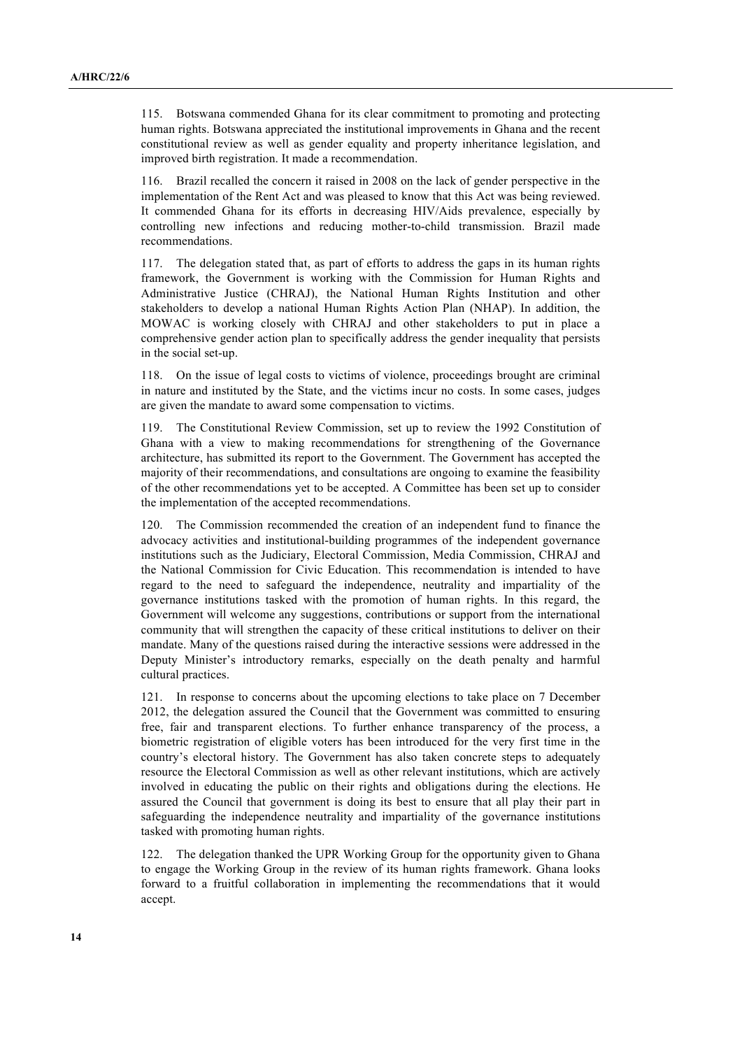115. Botswana commended Ghana for its clear commitment to promoting and protecting human rights. Botswana appreciated the institutional improvements in Ghana and the recent constitutional review as well as gender equality and property inheritance legislation, and improved birth registration. It made a recommendation.

116. Brazil recalled the concern it raised in 2008 on the lack of gender perspective in the implementation of the Rent Act and was pleased to know that this Act was being reviewed. It commended Ghana for its efforts in decreasing HIV/Aids prevalence, especially by controlling new infections and reducing mother-to-child transmission. Brazil made recommendations.

117. The delegation stated that, as part of efforts to address the gaps in its human rights framework, the Government is working with the Commission for Human Rights and Administrative Justice (CHRAJ), the National Human Rights Institution and other stakeholders to develop a national Human Rights Action Plan (NHAP). In addition, the MOWAC is working closely with CHRAJ and other stakeholders to put in place a comprehensive gender action plan to specifically address the gender inequality that persists in the social set-up.

118. On the issue of legal costs to victims of violence, proceedings brought are criminal in nature and instituted by the State, and the victims incur no costs. In some cases, judges are given the mandate to award some compensation to victims.

119. The Constitutional Review Commission, set up to review the 1992 Constitution of Ghana with a view to making recommendations for strengthening of the Governance architecture, has submitted its report to the Government. The Government has accepted the majority of their recommendations, and consultations are ongoing to examine the feasibility of the other recommendations yet to be accepted. A Committee has been set up to consider the implementation of the accepted recommendations.

120. The Commission recommended the creation of an independent fund to finance the advocacy activities and institutional-building programmes of the independent governance institutions such as the Judiciary, Electoral Commission, Media Commission, CHRAJ and the National Commission for Civic Education. This recommendation is intended to have regard to the need to safeguard the independence, neutrality and impartiality of the governance institutions tasked with the promotion of human rights. In this regard, the Government will welcome any suggestions, contributions or support from the international community that will strengthen the capacity of these critical institutions to deliver on their mandate. Many of the questions raised during the interactive sessions were addressed in the Deputy Minister's introductory remarks, especially on the death penalty and harmful cultural practices.

121. In response to concerns about the upcoming elections to take place on 7 December 2012, the delegation assured the Council that the Government was committed to ensuring free, fair and transparent elections. To further enhance transparency of the process, a biometric registration of eligible voters has been introduced for the very first time in the country's electoral history. The Government has also taken concrete steps to adequately resource the Electoral Commission as well as other relevant institutions, which are actively involved in educating the public on their rights and obligations during the elections. He assured the Council that government is doing its best to ensure that all play their part in safeguarding the independence neutrality and impartiality of the governance institutions tasked with promoting human rights.

122. The delegation thanked the UPR Working Group for the opportunity given to Ghana to engage the Working Group in the review of its human rights framework. Ghana looks forward to a fruitful collaboration in implementing the recommendations that it would accept.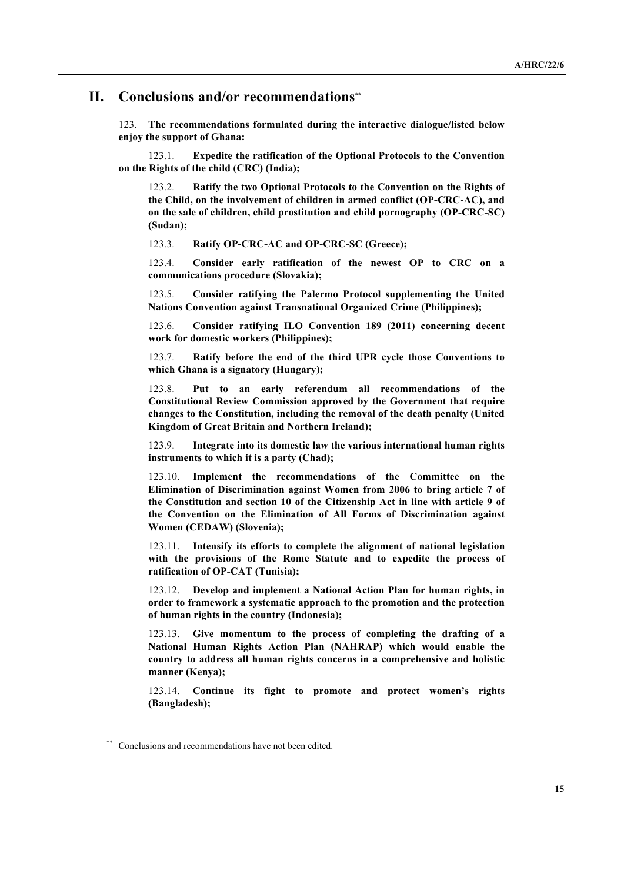## II. Conclusions and/or recommendations[**]

123. **The recommendations formulated during the interactive dialogue/listed below enjoy the support of Ghana:**

123.1. **Expedite the ratification of the Optional Protocols to the Convention on the Rights of the child (CRC) (India);**

123.2. **Ratify the two Optional Protocols to the Convention on the Rights of the Child, on the involvement of children in armed conflict (OP-CRC-AC), and on the sale of children, child prostitution and child pornography (OP-CRC-SC) (Sudan);**

123.3. **Ratify OP-CRC-AC and OP-CRC-SC (Greece);**

123.4. **Consider early ratification of the newest OP to CRC on a communications procedure (Slovakia);**

123.5. **Consider ratifying the Palermo Protocol supplementing the United Nations Convention against Transnational Organized Crime (Philippines);**

123.6. **Consider ratifying ILO Convention 189 (2011) concerning decent work for domestic workers (Philippines);**

123.7. **Ratify before the end of the third UPR cycle those Conventions to which Ghana is a signatory (Hungary);**

123.8. **Put to an early referendum all recommendations of the Constitutional Review Commission approved by the Government that require changes to the Constitution, including the removal of the death penalty (United Kingdom of Great Britain and Northern Ireland);**

123.9. **Integrate into its domestic law the various international human rights instruments to which it is a party (Chad);**

123.10. **Implement the recommendations of the Committee on the Elimination of Discrimination against Women from 2006 to bring article 7 of the Constitution and section 10 of the Citizenship Act in line with article 9 of the Convention on the Elimination of All Forms of Discrimination against Women (CEDAW) (Slovenia);**

123.11. **Intensify its efforts to complete the alignment of national legislation with the provisions of the Rome Statute and to expedite the process of ratification of OP-CAT (Tunisia);**

123.12. **Develop and implement a National Action Plan for human rights, in order to framework a systematic approach to the promotion and the protection of human rights in the country (Indonesia);**

123.13. **Give momentum to the process of completing the drafting of a National Human Rights Action Plan (NAHRAP) which would enable the country to address all human rights concerns in a comprehensive and holistic manner (Kenya);**

123.14. **Continue its fight to promote and protect women's rights (Bangladesh);**

[**] Conclusions and recommendations have not been edited.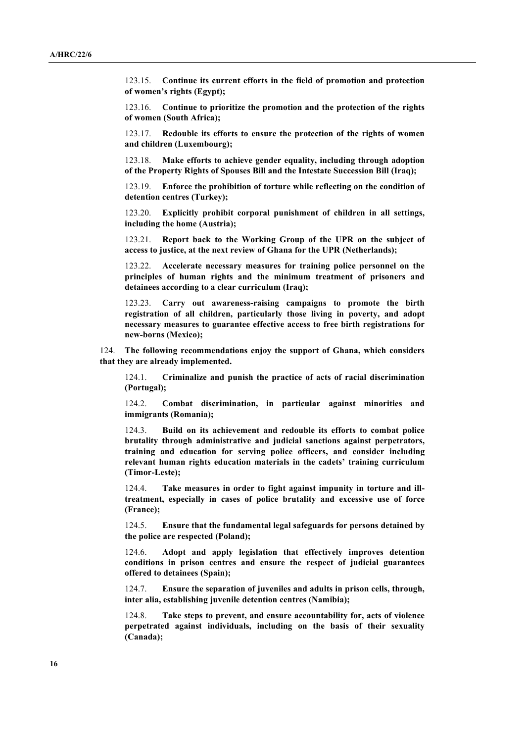123.15. **Continue its current efforts in the field of promotion and protection of women's rights (Egypt);**

123.16. **Continue to prioritize the promotion and the protection of the rights of women (South Africa);**

123.17. **Redouble its efforts to ensure the protection of the rights of women and children (Luxembourg);**

123.18. **Make efforts to achieve gender equality, including through adoption of the Property Rights of Spouses Bill and the Intestate Succession Bill (Iraq);**

123.19. **Enforce the prohibition of torture while reflecting on the condition of detention centres (Turkey);**

123.20. **Explicitly prohibit corporal punishment of children in all settings, including the home (Austria);**

123.21. **Report back to the Working Group of the UPR on the subject of access to justice, at the next review of Ghana for the UPR (Netherlands);**

123.22. **Accelerate necessary measures for training police personnel on the principles of human rights and the minimum treatment of prisoners and detainees according to a clear curriculum (Iraq);**

123.23. **Carry out awareness-raising campaigns to promote the birth registration of all children, particularly those living in poverty, and adopt necessary measures to guarantee effective access to free birth registrations for new-borns (Mexico);**

124. **The following recommendations enjoy the support of Ghana, which considers that they are already implemented.**

124.1. **Criminalize and punish the practice of acts of racial discrimination (Portugal);**

124.2. **Combat discrimination, in particular against minorities and immigrants (Romania);**

124.3. **Build on its achievement and redouble its efforts to combat police brutality through administrative and judicial sanctions against perpetrators, training and education for serving police officers, and consider including relevant human rights education materials in the cadets' training curriculum (Timor-Leste);**

124.4. **Take measures in order to fight against impunity in torture and ill-treatment, especially in cases of police brutality and excessive use of force (France);**

124.5. **Ensure that the fundamental legal safeguards for persons detained by the police are respected (Poland);**

124.6. **Adopt and apply legislation that effectively improves detention conditions in prison centres and ensure the respect of judicial guarantees offered to detainees (Spain);**

124.7. **Ensure the separation of juveniles and adults in prison cells, through, inter alia, establishing juvenile detention centres (Namibia);**

124.8. **Take steps to prevent, and ensure accountability for, acts of violence perpetrated against individuals, including on the basis of their sexuality (Canada);**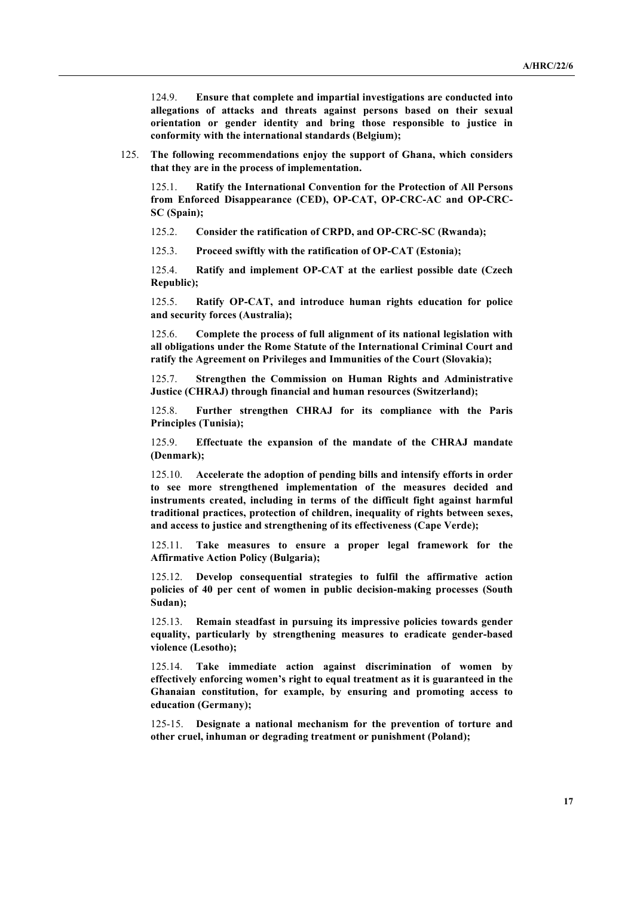124.9. **Ensure that complete and impartial investigations are conducted into allegations of attacks and threats against persons based on their sexual orientation or gender identity and bring those responsible to justice in conformity with the international standards (Belgium);**

125. **The following recommendations enjoy the support of Ghana, which considers that they are in the process of implementation.**

125.1. **Ratify the International Convention for the Protection of All Persons from Enforced Disappearance (CED), OP-CAT, OP-CRC-AC and OP-CRC-SC (Spain);**

125.2. **Consider the ratification of CRPD, and OP-CRC-SC (Rwanda);**

125.3. **Proceed swiftly with the ratification of OP-CAT (Estonia);**

125.4. **Ratify and implement OP-CAT at the earliest possible date (Czech Republic);**

125.5. **Ratify OP-CAT, and introduce human rights education for police and security forces (Australia);**

125.6. **Complete the process of full alignment of its national legislation with all obligations under the Rome Statute of the International Criminal Court and ratify the Agreement on Privileges and Immunities of the Court (Slovakia);**

125.7. **Strengthen the Commission on Human Rights and Administrative Justice (CHRAJ) through financial and human resources (Switzerland);**

125.8. **Further strengthen CHRAJ for its compliance with the Paris Principles (Tunisia);**

125.9. **Effectuate the expansion of the mandate of the CHRAJ mandate (Denmark);**

125.10. **Accelerate the adoption of pending bills and intensify efforts in order to see more strengthened implementation of the measures decided and instruments created, including in terms of the difficult fight against harmful traditional practices, protection of children, inequality of rights between sexes, and access to justice and strengthening of its effectiveness (Cape Verde);**

125.11. **Take measures to ensure a proper legal framework for the Affirmative Action Policy (Bulgaria);**

125.12. **Develop consequential strategies to fulfil the affirmative action policies of 40 per cent of women in public decision-making processes (South Sudan);**

125.13. **Remain steadfast in pursuing its impressive policies towards gender equality, particularly by strengthening measures to eradicate gender-based violence (Lesotho);**

125.14. **Take immediate action against discrimination of women by effectively enforcing women's right to equal treatment as it is guaranteed in the Ghanaian constitution, for example, by ensuring and promoting access to education (Germany);**

125-15. **Designate a national mechanism for the prevention of torture and other cruel, inhuman or degrading treatment or punishment (Poland);**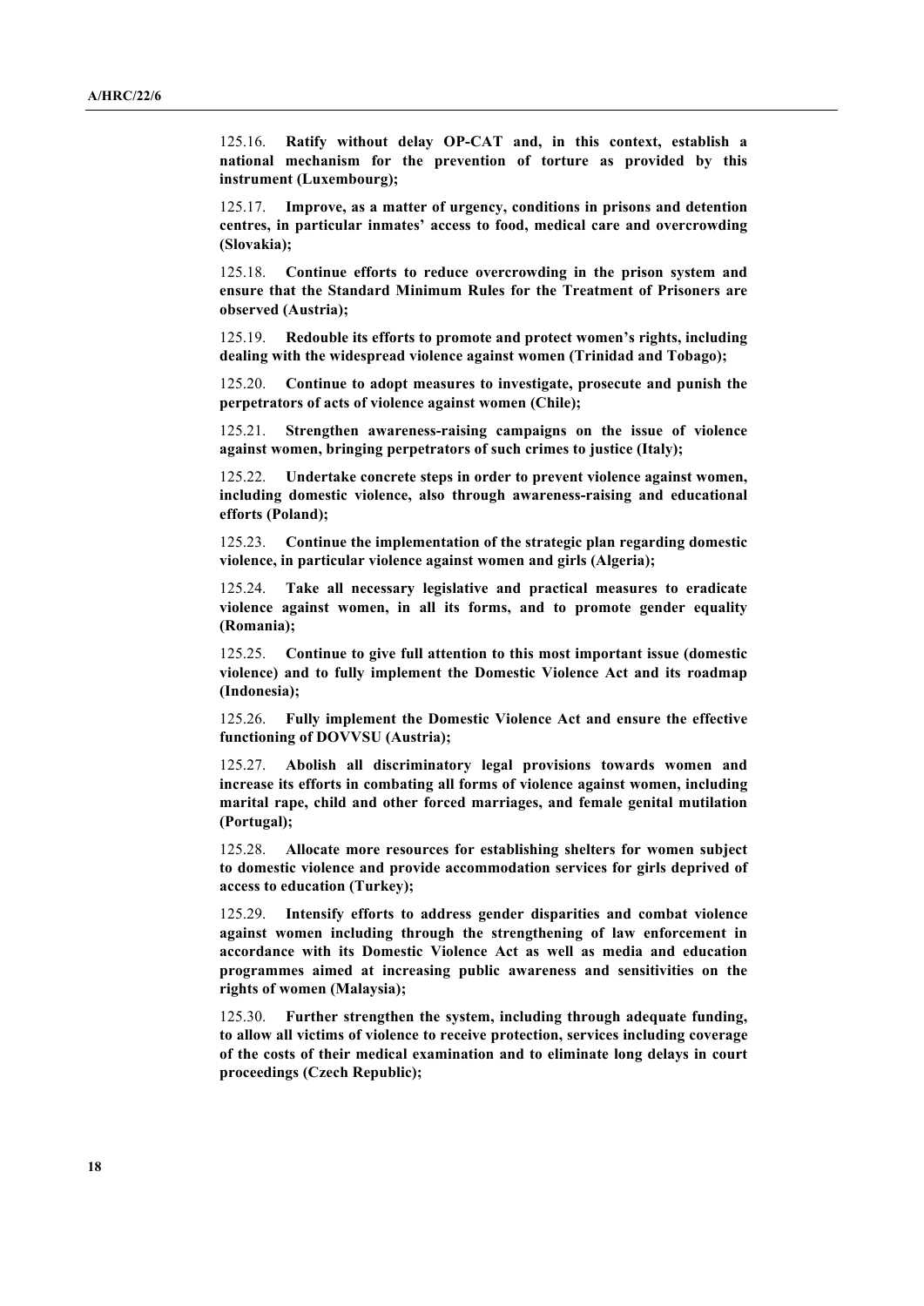125.16. **Ratify without delay OP-CAT and, in this context, establish a national mechanism for the prevention of torture as provided by this instrument (Luxembourg);**

125.17. **Improve, as a matter of urgency, conditions in prisons and detention centres, in particular inmates' access to food, medical care and overcrowding (Slovakia);**

125.18. **Continue efforts to reduce overcrowding in the prison system and ensure that the Standard Minimum Rules for the Treatment of Prisoners are observed (Austria);**

125.19. **Redouble its efforts to promote and protect women's rights, including dealing with the widespread violence against women (Trinidad and Tobago);**

125.20. **Continue to adopt measures to investigate, prosecute and punish the perpetrators of acts of violence against women (Chile);**

125.21. **Strengthen awareness-raising campaigns on the issue of violence against women, bringing perpetrators of such crimes to justice (Italy);**

125.22. **Undertake concrete steps in order to prevent violence against women, including domestic violence, also through awareness-raising and educational efforts (Poland);**

125.23. **Continue the implementation of the strategic plan regarding domestic violence, in particular violence against women and girls (Algeria);**

125.24. **Take all necessary legislative and practical measures to eradicate violence against women, in all its forms, and to promote gender equality (Romania);**

125.25. **Continue to give full attention to this most important issue (domestic violence) and to fully implement the Domestic Violence Act and its roadmap (Indonesia);**

125.26. **Fully implement the Domestic Violence Act and ensure the effective functioning of DOVVSU (Austria);**

125.27. **Abolish all discriminatory legal provisions towards women and increase its efforts in combating all forms of violence against women, including marital rape, child and other forced marriages, and female genital mutilation (Portugal);**

125.28. **Allocate more resources for establishing shelters for women subject to domestic violence and provide accommodation services for girls deprived of access to education (Turkey);**

125.29. **Intensify efforts to address gender disparities and combat violence against women including through the strengthening of law enforcement in accordance with its Domestic Violence Act as well as media and education programmes aimed at increasing public awareness and sensitivities on the rights of women (Malaysia);**

125.30. **Further strengthen the system, including through adequate funding, to allow all victims of violence to receive protection, services including coverage of the costs of their medical examination and to eliminate long delays in court proceedings (Czech Republic);**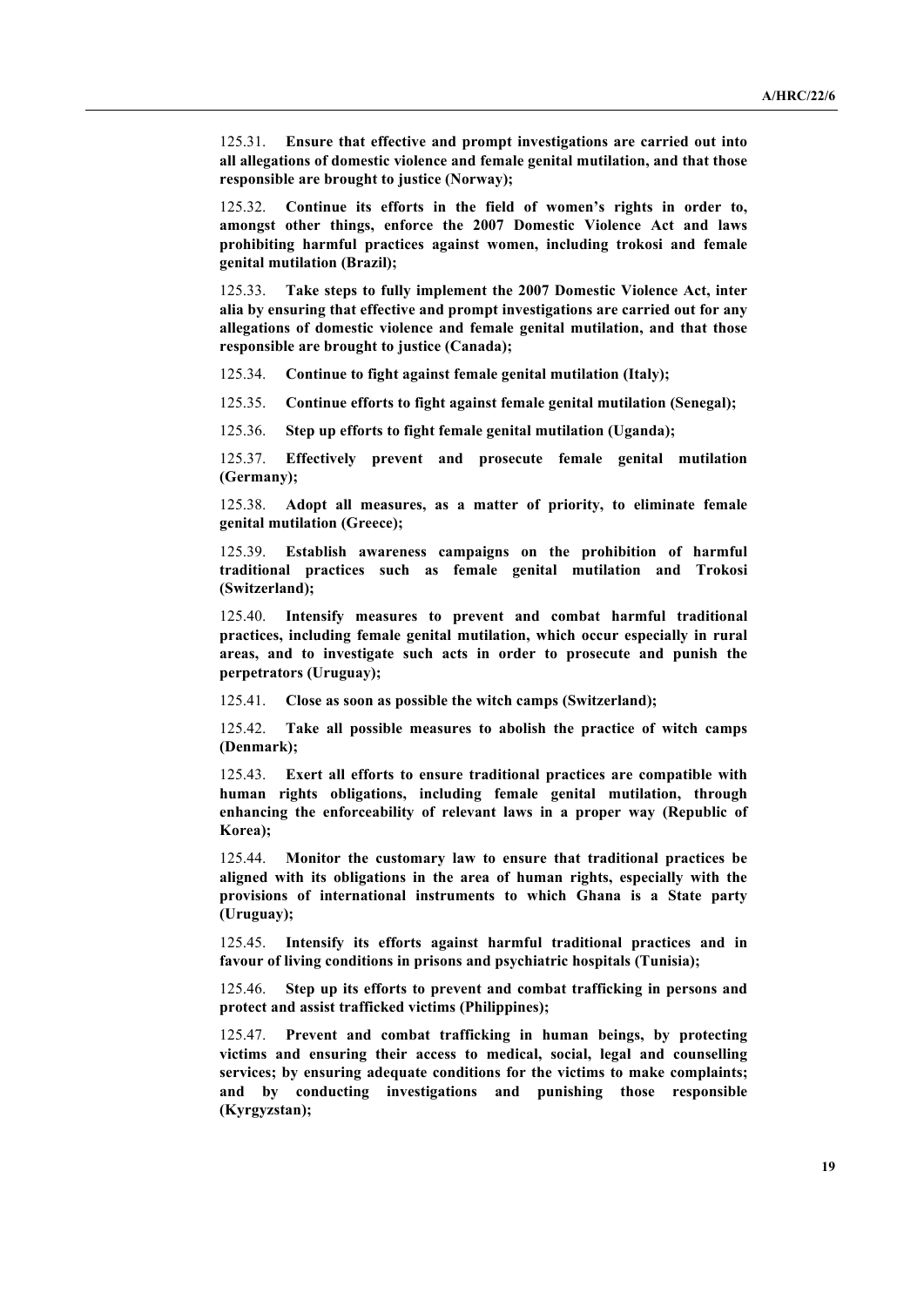125.31. **Ensure that effective and prompt investigations are carried out into all allegations of domestic violence and female genital mutilation, and that those responsible are brought to justice (Norway);**

125.32. **Continue its efforts in the field of women's rights in order to, amongst other things, enforce the 2007 Domestic Violence Act and laws prohibiting harmful practices against women, including trokosi and female genital mutilation (Brazil);**

125.33. **Take steps to fully implement the 2007 Domestic Violence Act, inter alia by ensuring that effective and prompt investigations are carried out for any allegations of domestic violence and female genital mutilation, and that those responsible are brought to justice (Canada);**

125.34. **Continue to fight against female genital mutilation (Italy);**

125.35. **Continue efforts to fight against female genital mutilation (Senegal);**

125.36. **Step up efforts to fight female genital mutilation (Uganda);**

125.37. **Effectively prevent and prosecute female genital mutilation (Germany);**

125.38. **Adopt all measures, as a matter of priority, to eliminate female genital mutilation (Greece);**

125.39. **Establish awareness campaigns on the prohibition of harmful traditional practices such as female genital mutilation and Trokosi (Switzerland);**

125.40. **Intensify measures to prevent and combat harmful traditional practices, including female genital mutilation, which occur especially in rural areas, and to investigate such acts in order to prosecute and punish the perpetrators (Uruguay);**

125.41. **Close as soon as possible the witch camps (Switzerland);**

125.42. **Take all possible measures to abolish the practice of witch camps (Denmark);**

125.43. **Exert all efforts to ensure traditional practices are compatible with human rights obligations, including female genital mutilation, through enhancing the enforceability of relevant laws in a proper way (Republic of Korea);**

125.44. **Monitor the customary law to ensure that traditional practices be aligned with its obligations in the area of human rights, especially with the provisions of international instruments to which Ghana is a State party (Uruguay);**

125.45. **Intensify its efforts against harmful traditional practices and in favour of living conditions in prisons and psychiatric hospitals (Tunisia);**

125.46. **Step up its efforts to prevent and combat trafficking in persons and protect and assist trafficked victims (Philippines);**

125.47. **Prevent and combat trafficking in human beings, by protecting victims and ensuring their access to medical, social, legal and counselling services; by ensuring adequate conditions for the victims to make complaints; and by conducting investigations and punishing those responsible (Kyrgyzstan);**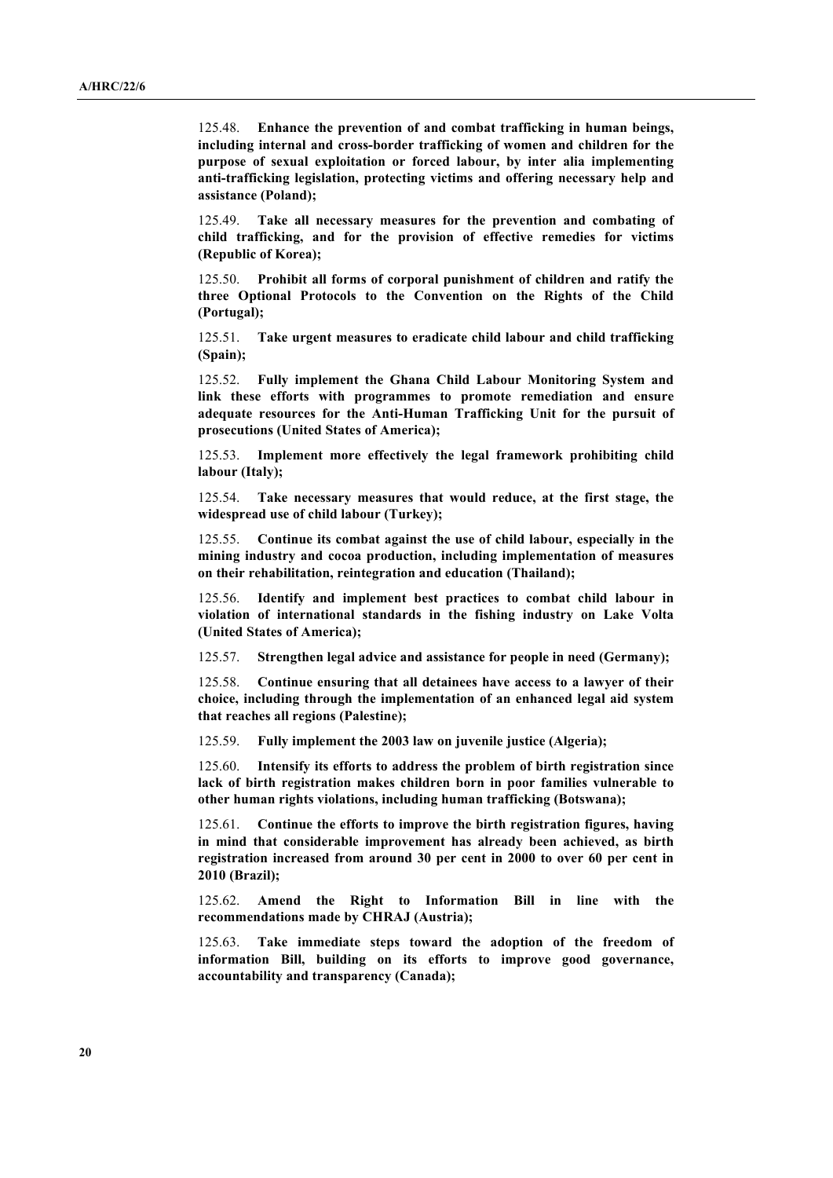125.48. **Enhance the prevention of and combat trafficking in human beings, including internal and cross-border trafficking of women and children for the purpose of sexual exploitation or forced labour, by inter alia implementing anti-trafficking legislation, protecting victims and offering necessary help and assistance (Poland);**

125.49. **Take all necessary measures for the prevention and combating of child trafficking, and for the provision of effective remedies for victims (Republic of Korea);**

125.50. **Prohibit all forms of corporal punishment of children and ratify the three Optional Protocols to the Convention on the Rights of the Child (Portugal);**

125.51. **Take urgent measures to eradicate child labour and child trafficking (Spain);**

125.52. **Fully implement the Ghana Child Labour Monitoring System and link these efforts with programmes to promote remediation and ensure adequate resources for the Anti-Human Trafficking Unit for the pursuit of prosecutions (United States of America);**

125.53. **Implement more effectively the legal framework prohibiting child labour (Italy);**

125.54. **Take necessary measures that would reduce, at the first stage, the widespread use of child labour (Turkey);**

125.55. **Continue its combat against the use of child labour, especially in the mining industry and cocoa production, including implementation of measures on their rehabilitation, reintegration and education (Thailand);**

125.56. **Identify and implement best practices to combat child labour in violation of international standards in the fishing industry on Lake Volta (United States of America);**

125.57. **Strengthen legal advice and assistance for people in need (Germany);**

125.58. **Continue ensuring that all detainees have access to a lawyer of their choice, including through the implementation of an enhanced legal aid system that reaches all regions (Palestine);**

125.59. **Fully implement the 2003 law on juvenile justice (Algeria);**

125.60. **Intensify its efforts to address the problem of birth registration since lack of birth registration makes children born in poor families vulnerable to other human rights violations, including human trafficking (Botswana);**

125.61. **Continue the efforts to improve the birth registration figures, having in mind that considerable improvement has already been achieved, as birth registration increased from around 30 per cent in 2000 to over 60 per cent in 2010 (Brazil);**

125.62. **Amend the Right to Information Bill in line with the recommendations made by CHRAJ (Austria);**

125.63. **Take immediate steps toward the adoption of the freedom of information Bill, building on its efforts to improve good governance, accountability and transparency (Canada);**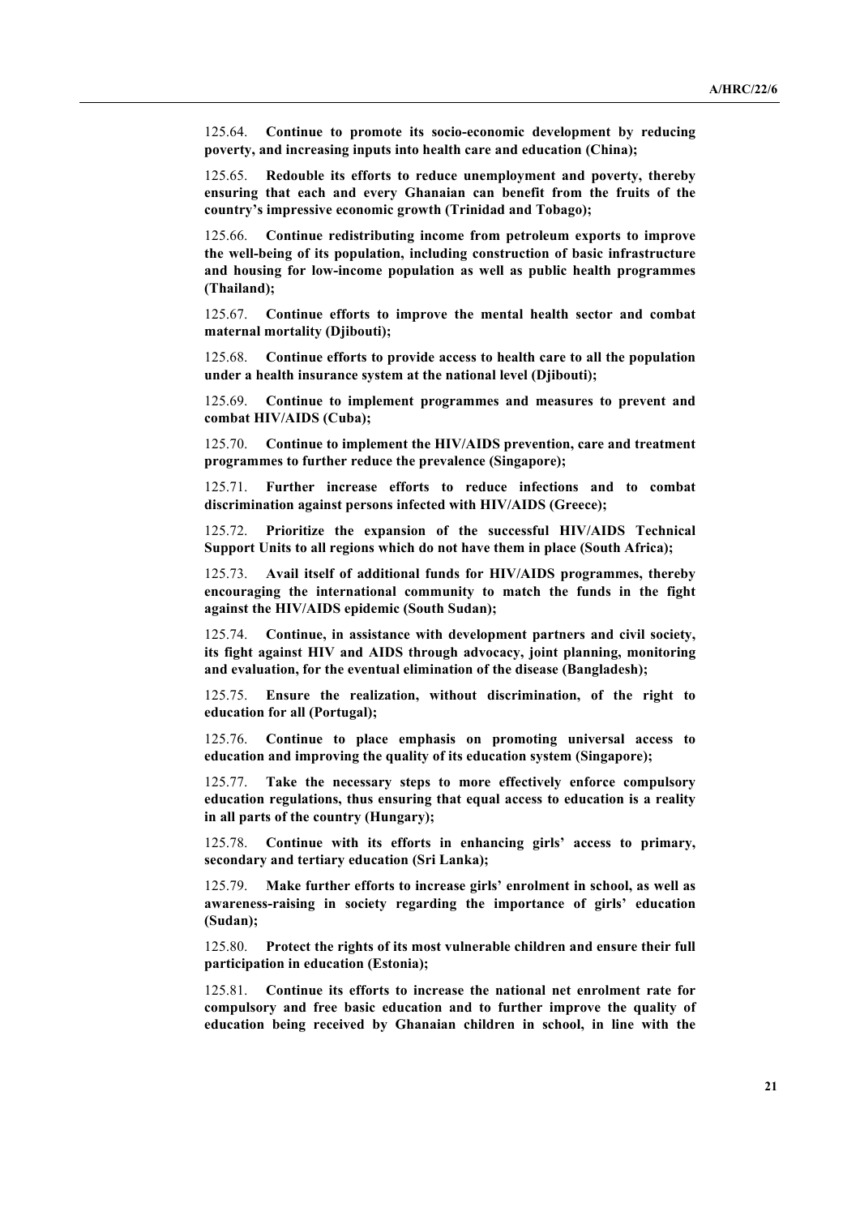125.64. **Continue to promote its socio-economic development by reducing poverty, and increasing inputs into health care and education (China);**

125.65. **Redouble its efforts to reduce unemployment and poverty, thereby ensuring that each and every Ghanaian can benefit from the fruits of the country's impressive economic growth (Trinidad and Tobago);**

125.66. **Continue redistributing income from petroleum exports to improve the well-being of its population, including construction of basic infrastructure and housing for low-income population as well as public health programmes (Thailand);**

125.67. **Continue efforts to improve the mental health sector and combat maternal mortality (Djibouti);**

125.68. **Continue efforts to provide access to health care to all the population under a health insurance system at the national level (Djibouti);**

125.69. **Continue to implement programmes and measures to prevent and combat HIV/AIDS (Cuba);**

125.70. **Continue to implement the HIV/AIDS prevention, care and treatment programmes to further reduce the prevalence (Singapore);**

125.71. **Further increase efforts to reduce infections and to combat discrimination against persons infected with HIV/AIDS (Greece);**

125.72. **Prioritize the expansion of the successful HIV/AIDS Technical Support Units to all regions which do not have them in place (South Africa);**

125.73. **Avail itself of additional funds for HIV/AIDS programmes, thereby encouraging the international community to match the funds in the fight against the HIV/AIDS epidemic (South Sudan);**

125.74. **Continue, in assistance with development partners and civil society, its fight against HIV and AIDS through advocacy, joint planning, monitoring and evaluation, for the eventual elimination of the disease (Bangladesh);**

125.75. **Ensure the realization, without discrimination, of the right to education for all (Portugal);**

125.76. **Continue to place emphasis on promoting universal access to education and improving the quality of its education system (Singapore);**

125.77. **Take the necessary steps to more effectively enforce compulsory education regulations, thus ensuring that equal access to education is a reality in all parts of the country (Hungary);**

125.78. **Continue with its efforts in enhancing girls' access to primary, secondary and tertiary education (Sri Lanka);**

125.79. **Make further efforts to increase girls' enrolment in school, as well as awareness-raising in society regarding the importance of girls' education (Sudan);**

125.80. **Protect the rights of its most vulnerable children and ensure their full participation in education (Estonia);**

125.81. **Continue its efforts to increase the national net enrolment rate for compulsory and free basic education and to further improve the quality of education being received by Ghanaian children in school, in line with the**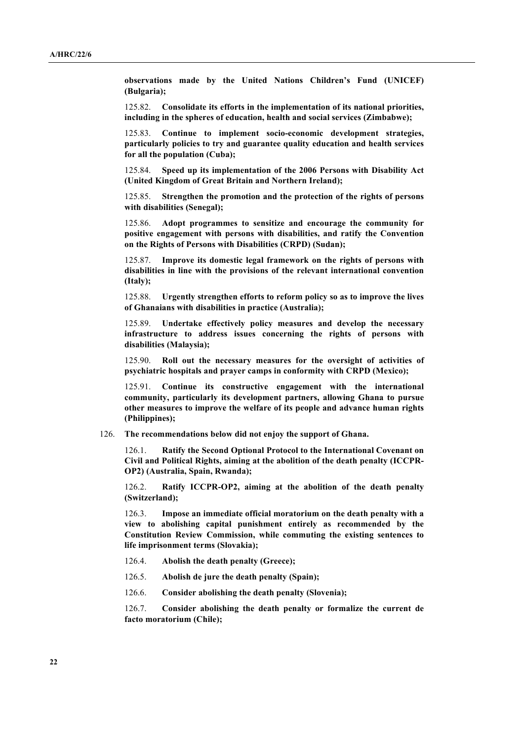**observations made by the United Nations Children's Fund (UNICEF) (Bulgaria);**

125.82. **Consolidate its efforts in the implementation of its national priorities, including in the spheres of education, health and social services (Zimbabwe);**

125.83. **Continue to implement socio-economic development strategies, particularly policies to try and guarantee quality education and health services for all the population (Cuba);**

125.84. **Speed up its implementation of the 2006 Persons with Disability Act (United Kingdom of Great Britain and Northern Ireland);**

125.85. **Strengthen the promotion and the protection of the rights of persons with disabilities (Senegal);**

125.86. **Adopt programmes to sensitize and encourage the community for positive engagement with persons with disabilities, and ratify the Convention on the Rights of Persons with Disabilities (CRPD) (Sudan);**

125.87. **Improve its domestic legal framework on the rights of persons with disabilities in line with the provisions of the relevant international convention (Italy);**

125.88. **Urgently strengthen efforts to reform policy so as to improve the lives of Ghanaians with disabilities in practice (Australia);**

125.89. **Undertake effectively policy measures and develop the necessary infrastructure to address issues concerning the rights of persons with disabilities (Malaysia);**

125.90. **Roll out the necessary measures for the oversight of activities of psychiatric hospitals and prayer camps in conformity with CRPD (Mexico);**

125.91. **Continue its constructive engagement with the international community, particularly its development partners, allowing Ghana to pursue other measures to improve the welfare of its people and advance human rights (Philippines);**

126. **The recommendations below did not enjoy the support of Ghana.**

126.1. **Ratify the Second Optional Protocol to the International Covenant on Civil and Political Rights, aiming at the abolition of the death penalty (ICCPR-OP2) (Australia, Spain, Rwanda);**

126.2. **Ratify ICCPR-OP2, aiming at the abolition of the death penalty (Switzerland);**

126.3. **Impose an immediate official moratorium on the death penalty with a view to abolishing capital punishment entirely as recommended by the Constitution Review Commission, while commuting the existing sentences to life imprisonment terms (Slovakia);**

126.4. **Abolish the death penalty (Greece);**

126.5. **Abolish de jure the death penalty (Spain);**

126.6. **Consider abolishing the death penalty (Slovenia);**

126.7. **Consider abolishing the death penalty or formalize the current de facto moratorium (Chile);**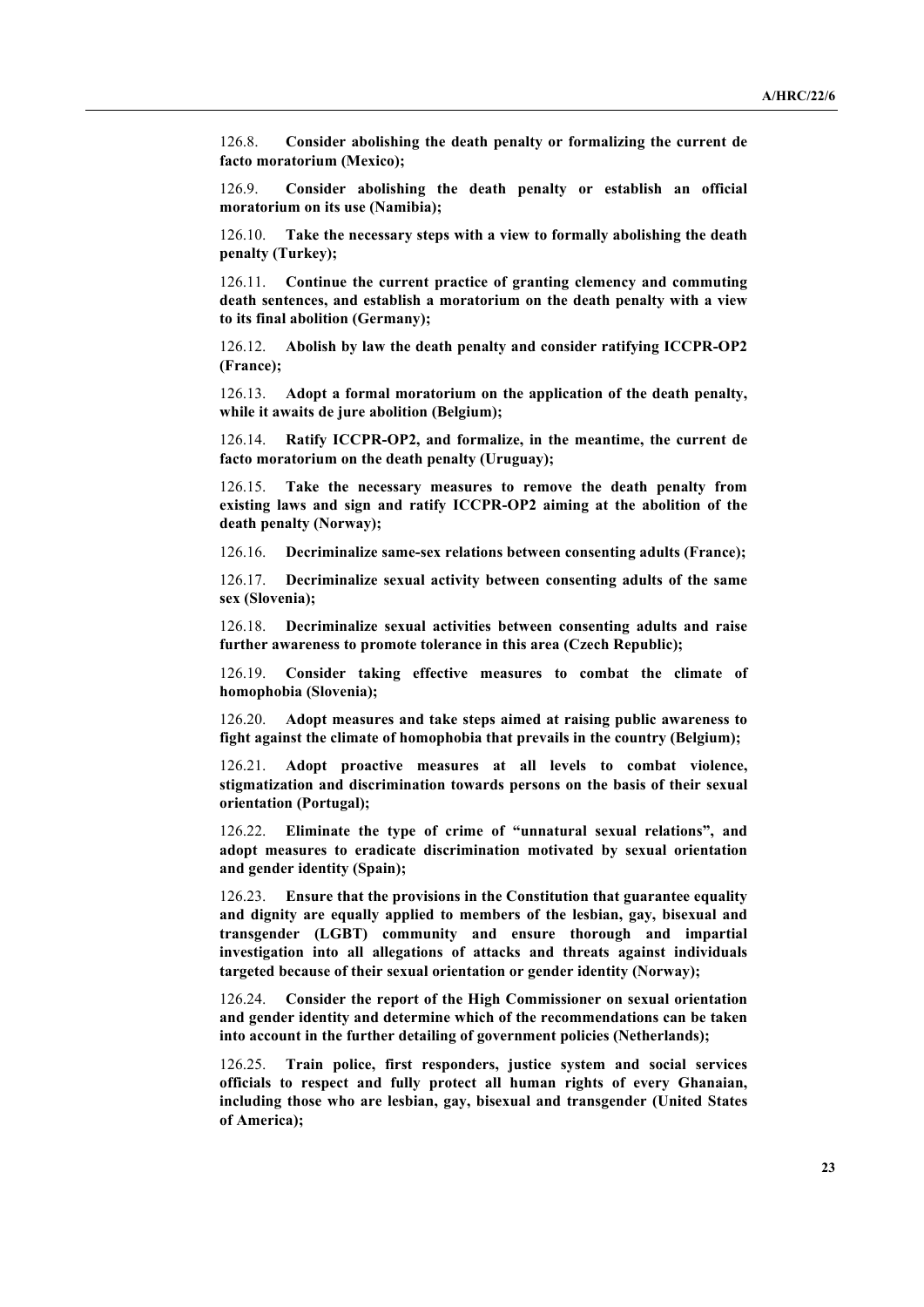126.8. **Consider abolishing the death penalty or formalizing the current de facto moratorium (Mexico);**

126.9. **Consider abolishing the death penalty or establish an official moratorium on its use (Namibia);**

126.10. **Take the necessary steps with a view to formally abolishing the death penalty (Turkey);**

126.11. **Continue the current practice of granting clemency and commuting death sentences, and establish a moratorium on the death penalty with a view to its final abolition (Germany);**

126.12. **Abolish by law the death penalty and consider ratifying ICCPR-OP2 (France);**

126.13. **Adopt a formal moratorium on the application of the death penalty, while it awaits de jure abolition (Belgium);**

126.14. **Ratify ICCPR-OP2, and formalize, in the meantime, the current de facto moratorium on the death penalty (Uruguay);**

126.15. **Take the necessary measures to remove the death penalty from existing laws and sign and ratify ICCPR-OP2 aiming at the abolition of the death penalty (Norway);**

126.16. **Decriminalize same-sex relations between consenting adults (France);**

126.17. **Decriminalize sexual activity between consenting adults of the same sex (Slovenia);**

126.18. **Decriminalize sexual activities between consenting adults and raise further awareness to promote tolerance in this area (Czech Republic);**

126.19. **Consider taking effective measures to combat the climate of homophobia (Slovenia);**

126.20. **Adopt measures and take steps aimed at raising public awareness to fight against the climate of homophobia that prevails in the country (Belgium);**

126.21. **Adopt proactive measures at all levels to combat violence, stigmatization and discrimination towards persons on the basis of their sexual orientation (Portugal);**

126.22. **Eliminate the type of crime of "unnatural sexual relations", and adopt measures to eradicate discrimination motivated by sexual orientation and gender identity (Spain);**

126.23. **Ensure that the provisions in the Constitution that guarantee equality and dignity are equally applied to members of the lesbian, gay, bisexual and transgender (LGBT) community and ensure thorough and impartial investigation into all allegations of attacks and threats against individuals targeted because of their sexual orientation or gender identity (Norway);**

126.24. **Consider the report of the High Commissioner on sexual orientation and gender identity and determine which of the recommendations can be taken into account in the further detailing of government policies (Netherlands);**

126.25. **Train police, first responders, justice system and social services officials to respect and fully protect all human rights of every Ghanaian, including those who are lesbian, gay, bisexual and transgender (United States of America);**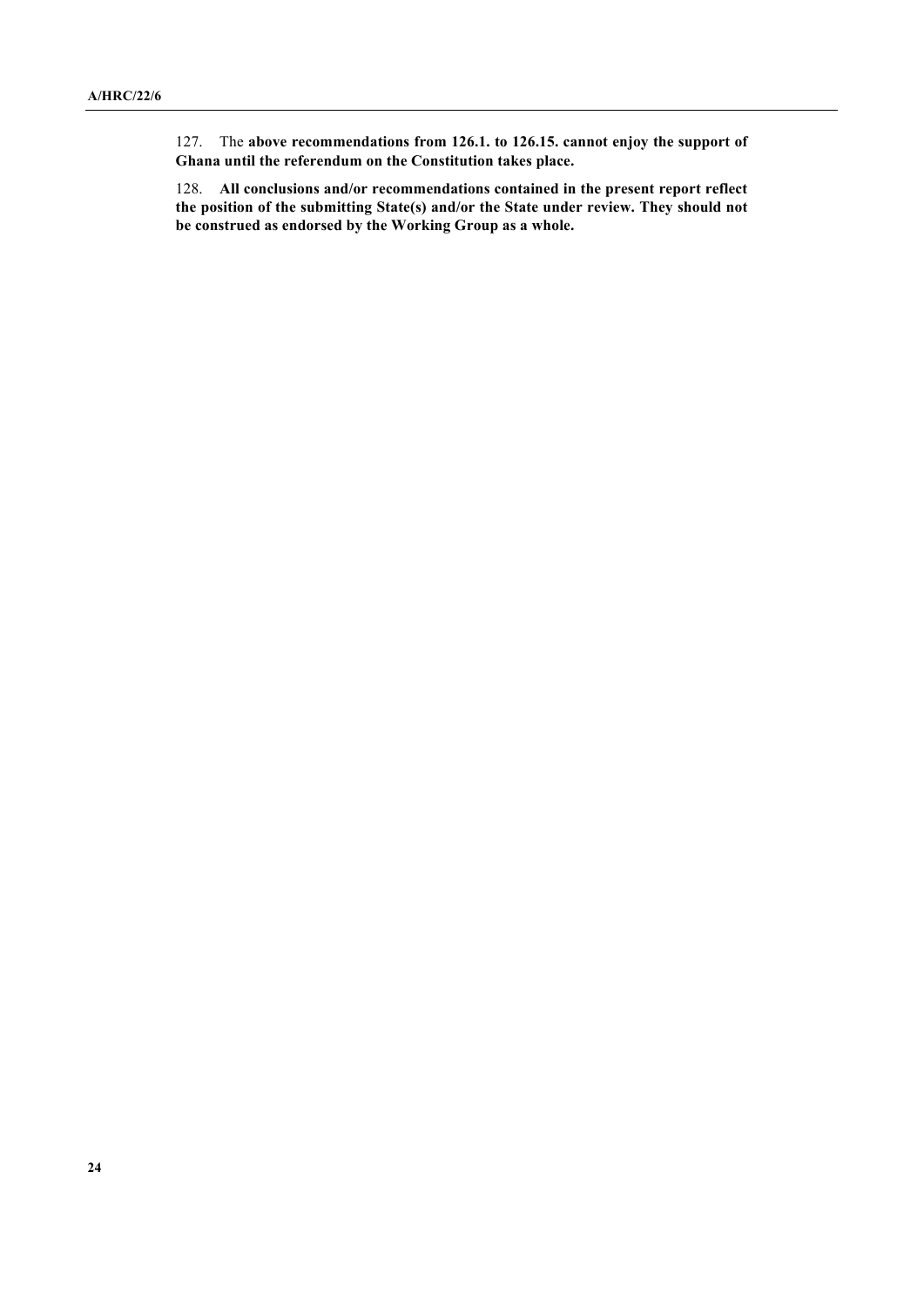127. The **above recommendations from 126.1. to 126.15. cannot enjoy the support of Ghana until the referendum on the Constitution takes place.**

128. **All conclusions and/or recommendations contained in the present report reflect the position of the submitting State(s) and/or the State under review. They should not be construed as endorsed by the Working Group as a whole.**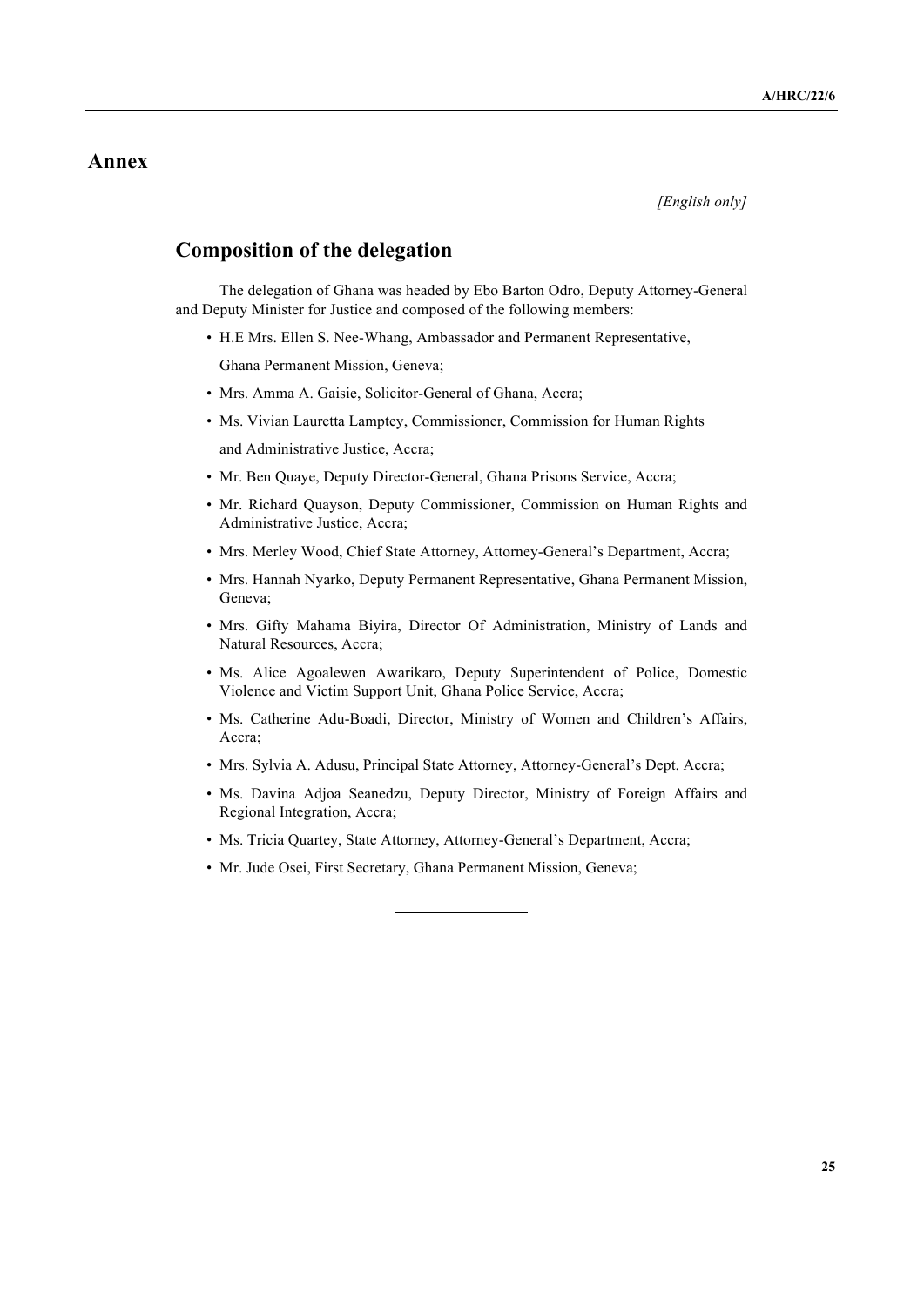# Annex

*[English only]*

## Composition of the delegation

The delegation of Ghana was headed by Ebo Barton Odro, Deputy Attorney-General and Deputy Minister for Justice and composed of the following members:

- H.E Mrs. Ellen S. Nee-Whang, Ambassador and Permanent Representative, Ghana Permanent Mission, Geneva;
- Mrs. Amma A. Gaisie, Solicitor-General of Ghana, Accra;
- Ms. Vivian Lauretta Lamptey, Commissioner, Commission for Human Rights and Administrative Justice, Accra;
- Mr. Ben Quaye, Deputy Director-General, Ghana Prisons Service, Accra;
- Mr. Richard Quayson, Deputy Commissioner, Commission on Human Rights and Administrative Justice, Accra;
- Mrs. Merley Wood, Chief State Attorney, Attorney-General's Department, Accra;
- Mrs. Hannah Nyarko, Deputy Permanent Representative, Ghana Permanent Mission, Geneva;
- Mrs. Gifty Mahama Biyira, Director Of Administration, Ministry of Lands and Natural Resources, Accra;
- Ms. Alice Agoalewen Awarikaro, Deputy Superintendent of Police, Domestic Violence and Victim Support Unit, Ghana Police Service, Accra;
- Ms. Catherine Adu-Boadi, Director, Ministry of Women and Children's Affairs, Accra;
- Mrs. Sylvia A. Adusu, Principal State Attorney, Attorney-General's Dept. Accra;
- Ms. Davina Adjoa Seanedzu, Deputy Director, Ministry of Foreign Affairs and Regional Integration, Accra;
- Ms. Tricia Quartey, State Attorney, Attorney-General's Department, Accra;
- Mr. Jude Osei, First Secretary, Ghana Permanent Mission, Geneva;